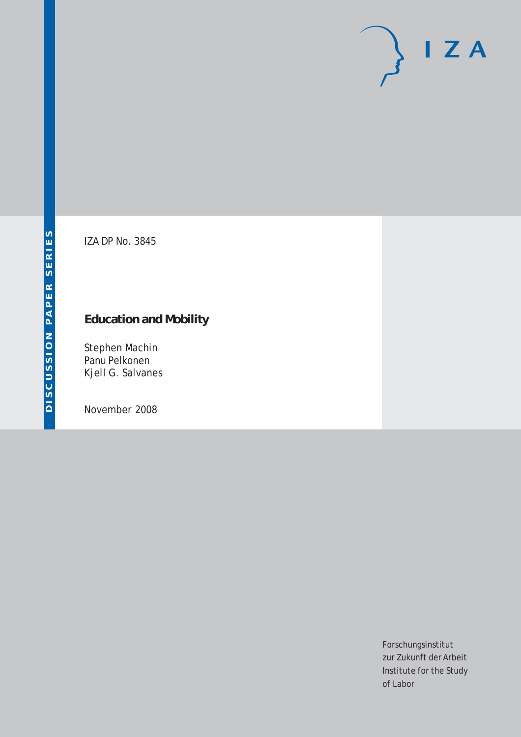DISCUSSION PAPER SERIES

IZA DP No. 3845

# Education and Mobility

Stephen Machin
Panu Pelkonen
Kjell G. Salvanes

November 2008

Forschungsinstitut
zur Zukunft der Arbeit
Institute for the Study
of Labor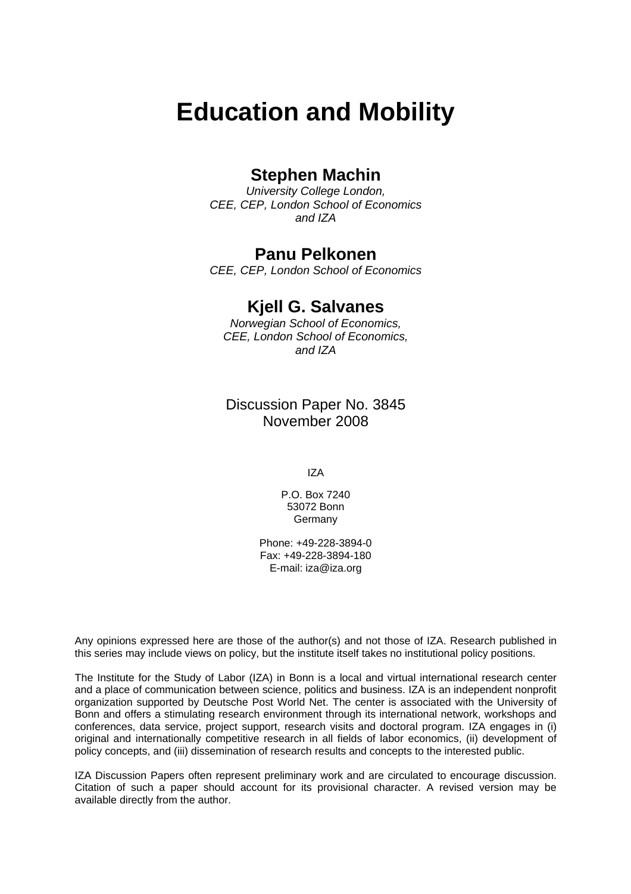# Education and Mobility

## Stephen Machin

*University College London,*
*CEE, CEP, London School of Economics*
*and IZA*

## Panu Pelkonen

*CEE, CEP, London School of Economics*

## Kjell G. Salvanes

*Norwegian School of Economics,*
*CEE, London School of Economics,*
*and IZA*

Discussion Paper No. 3845
November 2008

IZA

P.O. Box 7240
53072 Bonn
Germany

Phone: +49-228-3894-0
Fax: +49-228-3894-180
E-mail: iza@iza.org

Any opinions expressed here are those of the author(s) and not those of IZA. Research published in this series may include views on policy, but the institute itself takes no institutional policy positions.

The Institute for the Study of Labor (IZA) in Bonn is a local and virtual international research center and a place of communication between science, politics and business. IZA is an independent nonprofit organization supported by Deutsche Post World Net. The center is associated with the University of Bonn and offers a stimulating research environment through its international network, workshops and conferences, data service, project support, research visits and doctoral program. IZA engages in (i) original and internationally competitive research in all fields of labor economics, (ii) development of policy concepts, and (iii) dissemination of research results and concepts to the interested public.

IZA Discussion Papers often represent preliminary work and are circulated to encourage discussion. Citation of such a paper should account for its provisional character. A revised version may be available directly from the author.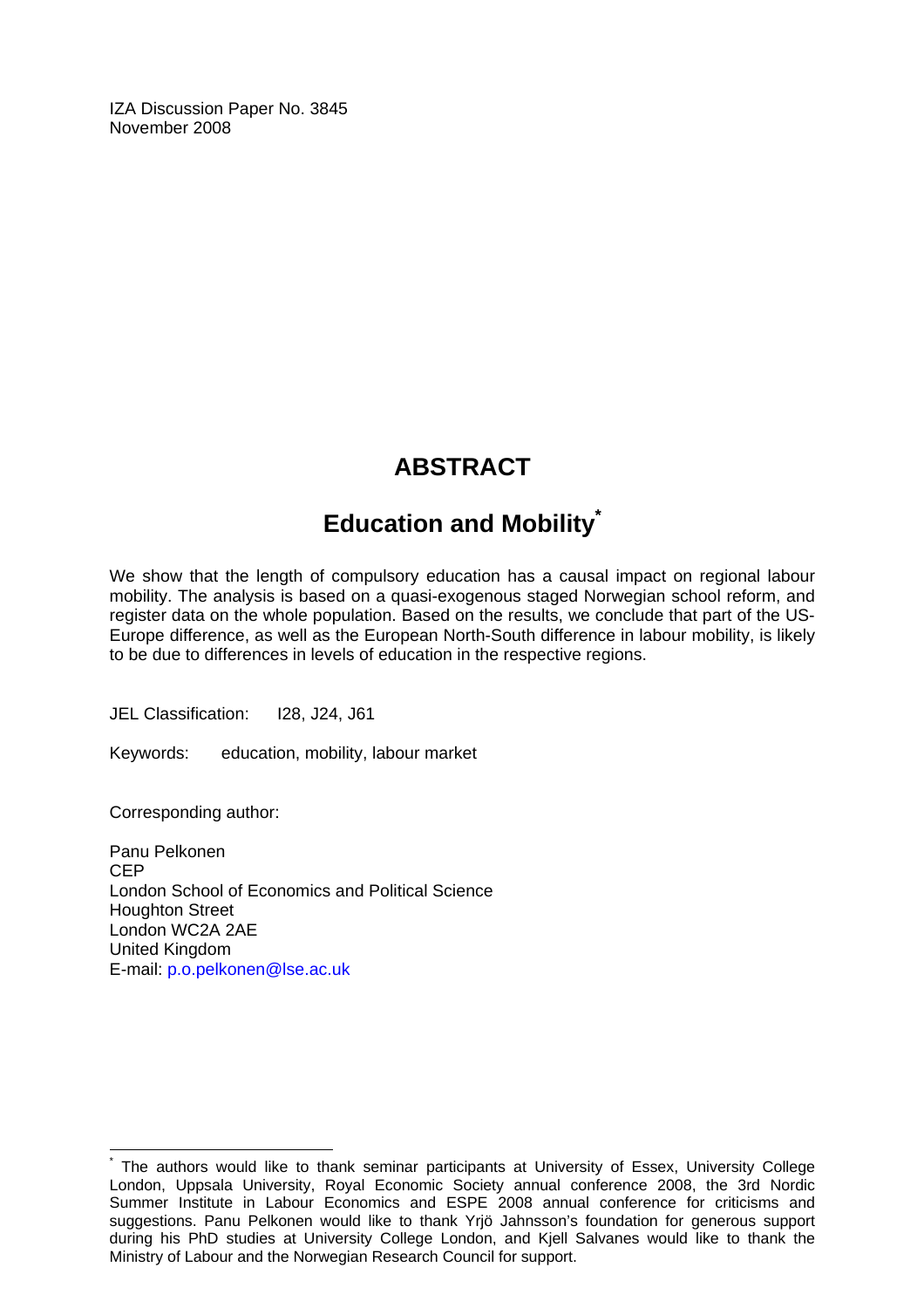IZA Discussion Paper No. 3845
November 2008

# ABSTRACT

## Education and Mobility*

We show that the length of compulsory education has a causal impact on regional labour mobility. The analysis is based on a quasi-exogenous staged Norwegian school reform, and register data on the whole population. Based on the results, we conclude that part of the US-Europe difference, as well as the European North-South difference in labour mobility, is likely to be due to differences in levels of education in the respective regions.

JEL Classification: I28, J24, J61

Keywords: education, mobility, labour market

Corresponding author:

Panu Pelkonen
CEP
London School of Economics and Political Science
Houghton Street
London WC2A 2AE
United Kingdom
E-mail: p.o.pelkonen@lse.ac.uk

* The authors would like to thank seminar participants at University of Essex, University College London, Uppsala University, Royal Economic Society annual conference 2008, the 3rd Nordic Summer Institute in Labour Economics and ESPE 2008 annual conference for criticisms and suggestions. Panu Pelkonen would like to thank Yrjö Jahnsson's foundation for generous support during his PhD studies at University College London, and Kjell Salvanes would like to thank the Ministry of Labour and the Norwegian Research Council for support.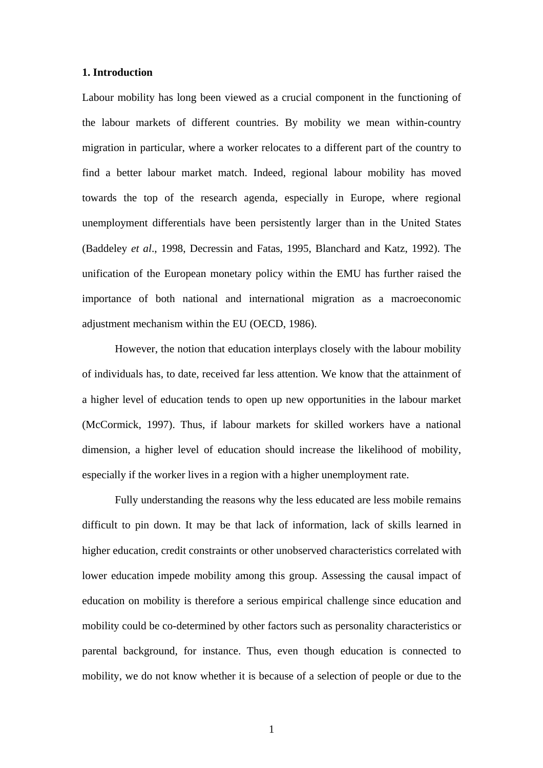## 1. Introduction

Labour mobility has long been viewed as a crucial component in the functioning of the labour markets of different countries. By mobility we mean within-country migration in particular, where a worker relocates to a different part of the country to find a better labour market match. Indeed, regional labour mobility has moved towards the top of the research agenda, especially in Europe, where regional unemployment differentials have been persistently larger than in the United States (Baddeley *et al*., 1998, Decressin and Fatas, 1995, Blanchard and Katz, 1992). The unification of the European monetary policy within the EMU has further raised the importance of both national and international migration as a macroeconomic adjustment mechanism within the EU (OECD, 1986).

However, the notion that education interplays closely with the labour mobility of individuals has, to date, received far less attention. We know that the attainment of a higher level of education tends to open up new opportunities in the labour market (McCormick, 1997). Thus, if labour markets for skilled workers have a national dimension, a higher level of education should increase the likelihood of mobility, especially if the worker lives in a region with a higher unemployment rate.

Fully understanding the reasons why the less educated are less mobile remains difficult to pin down. It may be that lack of information, lack of skills learned in higher education, credit constraints or other unobserved characteristics correlated with lower education impede mobility among this group. Assessing the causal impact of education on mobility is therefore a serious empirical challenge since education and mobility could be co-determined by other factors such as personality characteristics or parental background, for instance. Thus, even though education is connected to mobility, we do not know whether it is because of a selection of people or due to the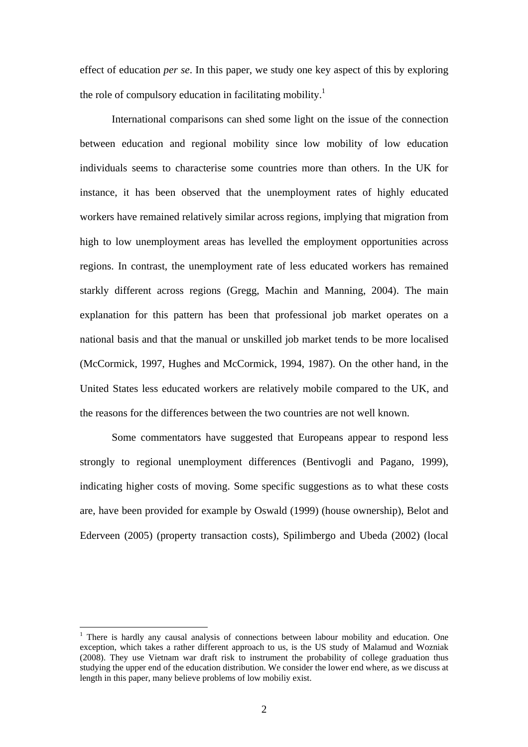effect of education *per se*. In this paper, we study one key aspect of this by exploring the role of compulsory education in facilitating mobility.[1]

International comparisons can shed some light on the issue of the connection between education and regional mobility since low mobility of low education individuals seems to characterise some countries more than others. In the UK for instance, it has been observed that the unemployment rates of highly educated workers have remained relatively similar across regions, implying that migration from high to low unemployment areas has levelled the employment opportunities across regions. In contrast, the unemployment rate of less educated workers has remained starkly different across regions (Gregg, Machin and Manning, 2004). The main explanation for this pattern has been that professional job market operates on a national basis and that the manual or unskilled job market tends to be more localised (McCormick, 1997, Hughes and McCormick, 1994, 1987). On the other hand, in the United States less educated workers are relatively mobile compared to the UK, and the reasons for the differences between the two countries are not well known.

Some commentators have suggested that Europeans appear to respond less strongly to regional unemployment differences (Bentivogli and Pagano, 1999), indicating higher costs of moving. Some specific suggestions as to what these costs are, have been provided for example by Oswald (1999) (house ownership), Belot and Ederveen (2005) (property transaction costs), Spilimbergo and Ubeda (2002) (local

---

[1] There is hardly any causal analysis of connections between labour mobility and education. One exception, which takes a rather different approach to us, is the US study of Malamud and Wozniak (2008). They use Vietnam war draft risk to instrument the probability of college graduation thus studying the upper end of the education distribution. We consider the lower end where, as we discuss at length in this paper, many believe problems of low mobiliy exist.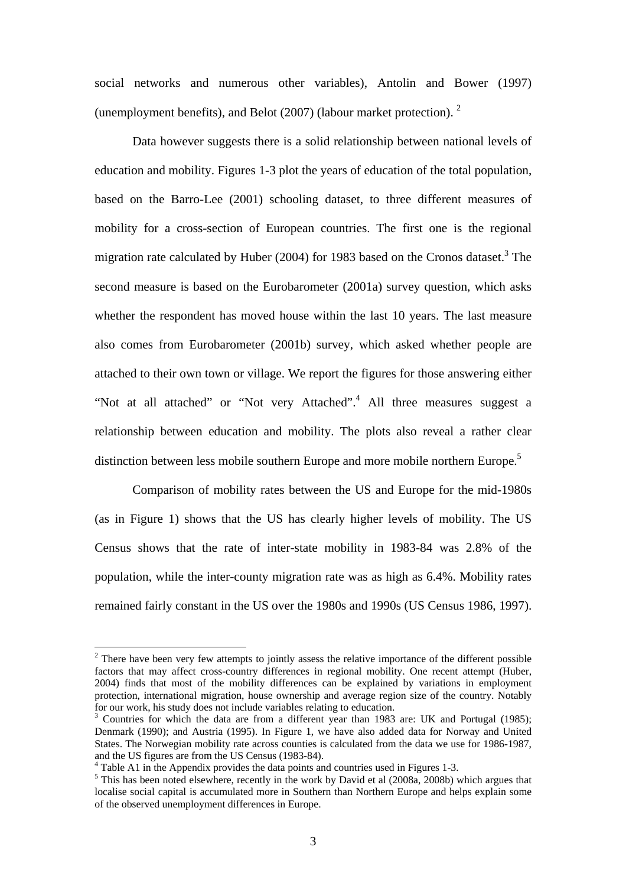social networks and numerous other variables), Antolin and Bower (1997) (unemployment benefits), and Belot (2007) (labour market protection). [2]

Data however suggests there is a solid relationship between national levels of education and mobility. Figures 1-3 plot the years of education of the total population, based on the Barro-Lee (2001) schooling dataset, to three different measures of mobility for a cross-section of European countries. The first one is the regional migration rate calculated by Huber (2004) for 1983 based on the Cronos dataset.[3] The second measure is based on the Eurobarometer (2001a) survey question, which asks whether the respondent has moved house within the last 10 years. The last measure also comes from Eurobarometer (2001b) survey, which asked whether people are attached to their own town or village. We report the figures for those answering either "Not at all attached" or "Not very Attached".[4] All three measures suggest a relationship between education and mobility. The plots also reveal a rather clear distinction between less mobile southern Europe and more mobile northern Europe.[5]

Comparison of mobility rates between the US and Europe for the mid-1980s (as in Figure 1) shows that the US has clearly higher levels of mobility. The US Census shows that the rate of inter-state mobility in 1983-84 was 2.8% of the population, while the inter-county migration rate was as high as 6.4%. Mobility rates remained fairly constant in the US over the 1980s and 1990s (US Census 1986, 1997).

---

[2] There have been very few attempts to jointly assess the relative importance of the different possible factors that may affect cross-country differences in regional mobility. One recent attempt (Huber, 2004) finds that most of the mobility differences can be explained by variations in employment protection, international migration, house ownership and average region size of the country. Notably for our work, his study does not include variables relating to education.

[3] Countries for which the data are from a different year than 1983 are: UK and Portugal (1985); Denmark (1990); and Austria (1995). In Figure 1, we have also added data for Norway and United States. The Norwegian mobility rate across counties is calculated from the data we use for 1986-1987, and the US figures are from the US Census (1983-84).

[4] Table A1 in the Appendix provides the data points and countries used in Figures 1-3.

[5] This has been noted elsewhere, recently in the work by David et al (2008a, 2008b) which argues that localise social capital is accumulated more in Southern than Northern Europe and helps explain some of the observed unemployment differences in Europe.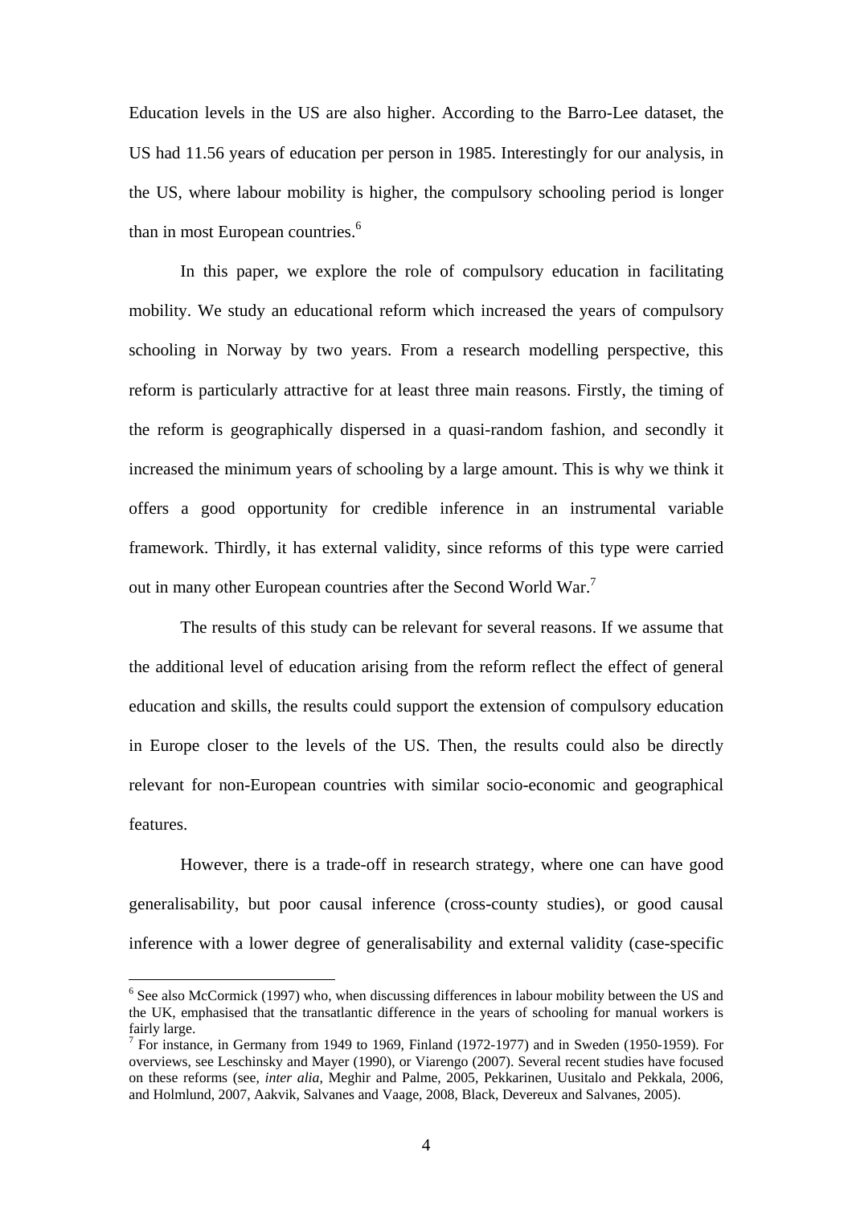Education levels in the US are also higher. According to the Barro-Lee dataset, the US had 11.56 years of education per person in 1985. Interestingly for our analysis, in the US, where labour mobility is higher, the compulsory schooling period is longer than in most European countries.[6]

In this paper, we explore the role of compulsory education in facilitating mobility. We study an educational reform which increased the years of compulsory schooling in Norway by two years. From a research modelling perspective, this reform is particularly attractive for at least three main reasons. Firstly, the timing of the reform is geographically dispersed in a quasi-random fashion, and secondly it increased the minimum years of schooling by a large amount. This is why we think it offers a good opportunity for credible inference in an instrumental variable framework. Thirdly, it has external validity, since reforms of this type were carried out in many other European countries after the Second World War.[7]

The results of this study can be relevant for several reasons. If we assume that the additional level of education arising from the reform reflect the effect of general education and skills, the results could support the extension of compulsory education in Europe closer to the levels of the US. Then, the results could also be directly relevant for non-European countries with similar socio-economic and geographical features.

However, there is a trade-off in research strategy, where one can have good generalisability, but poor causal inference (cross-county studies), or good causal inference with a lower degree of generalisability and external validity (case-specific

---

[6] See also McCormick (1997) who, when discussing differences in labour mobility between the US and the UK, emphasised that the transatlantic difference in the years of schooling for manual workers is fairly large.

[7] For instance, in Germany from 1949 to 1969, Finland (1972-1977) and in Sweden (1950-1959). For overviews, see Leschinsky and Mayer (1990), or Viarengo (2007). Several recent studies have focused on these reforms (see, *inter alia*, Meghir and Palme, 2005, Pekkarinen, Uusitalo and Pekkala, 2006, and Holmlund, 2007, Aakvik, Salvanes and Vaage, 2008, Black, Devereux and Salvanes, 2005).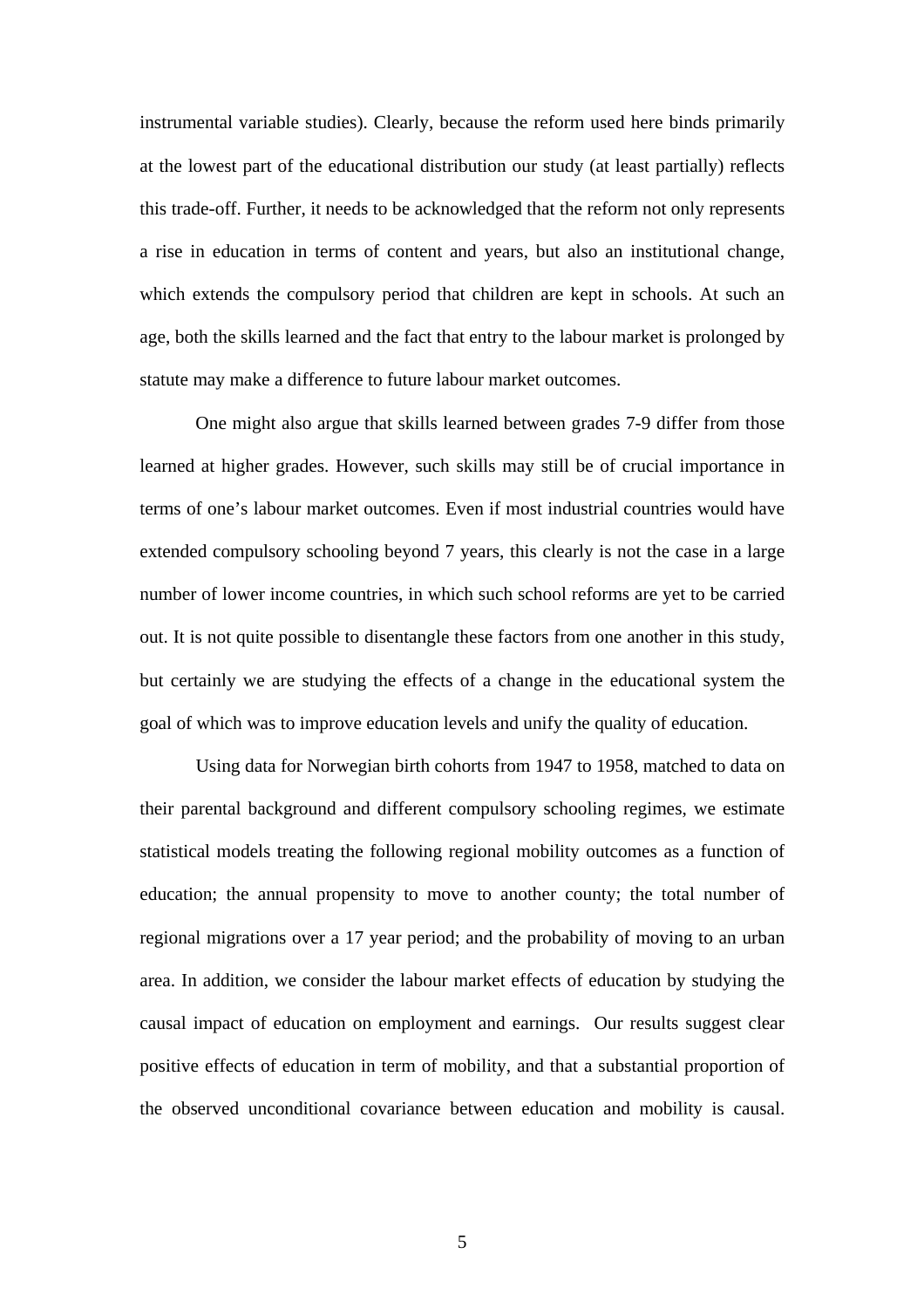instrumental variable studies). Clearly, because the reform used here binds primarily at the lowest part of the educational distribution our study (at least partially) reflects this trade-off. Further, it needs to be acknowledged that the reform not only represents a rise in education in terms of content and years, but also an institutional change, which extends the compulsory period that children are kept in schools. At such an age, both the skills learned and the fact that entry to the labour market is prolonged by statute may make a difference to future labour market outcomes.

One might also argue that skills learned between grades 7-9 differ from those learned at higher grades. However, such skills may still be of crucial importance in terms of one's labour market outcomes. Even if most industrial countries would have extended compulsory schooling beyond 7 years, this clearly is not the case in a large number of lower income countries, in which such school reforms are yet to be carried out. It is not quite possible to disentangle these factors from one another in this study, but certainly we are studying the effects of a change in the educational system the goal of which was to improve education levels and unify the quality of education.

Using data for Norwegian birth cohorts from 1947 to 1958, matched to data on their parental background and different compulsory schooling regimes, we estimate statistical models treating the following regional mobility outcomes as a function of education; the annual propensity to move to another county; the total number of regional migrations over a 17 year period; and the probability of moving to an urban area. In addition, we consider the labour market effects of education by studying the causal impact of education on employment and earnings. Our results suggest clear positive effects of education in term of mobility, and that a substantial proportion of the observed unconditional covariance between education and mobility is causal.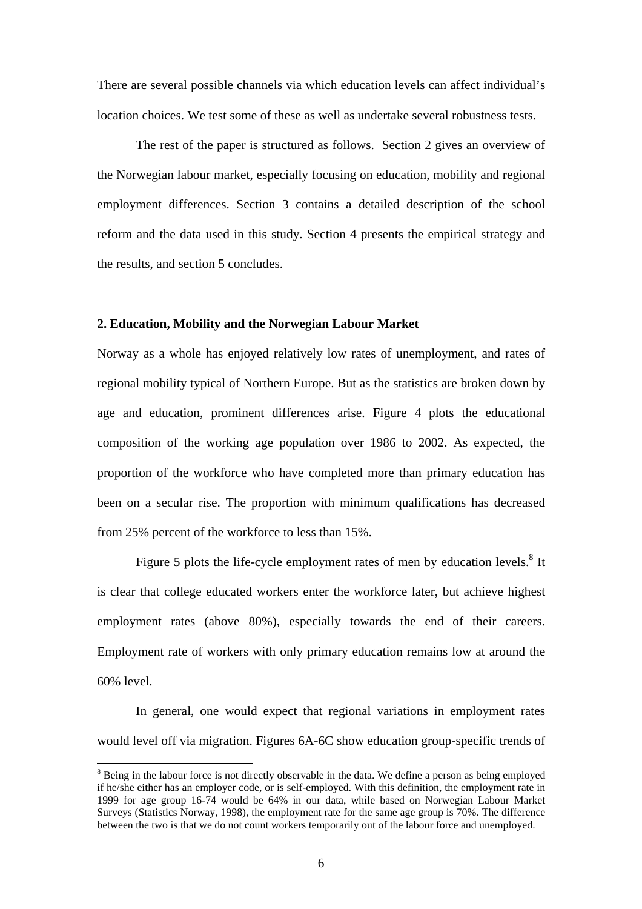There are several possible channels via which education levels can affect individual's location choices. We test some of these as well as undertake several robustness tests.

The rest of the paper is structured as follows. Section 2 gives an overview of the Norwegian labour market, especially focusing on education, mobility and regional employment differences. Section 3 contains a detailed description of the school reform and the data used in this study. Section 4 presents the empirical strategy and the results, and section 5 concludes.

## 2. Education, Mobility and the Norwegian Labour Market

Norway as a whole has enjoyed relatively low rates of unemployment, and rates of regional mobility typical of Northern Europe. But as the statistics are broken down by age and education, prominent differences arise. Figure 4 plots the educational composition of the working age population over 1986 to 2002. As expected, the proportion of the workforce who have completed more than primary education has been on a secular rise. The proportion with minimum qualifications has decreased from 25% percent of the workforce to less than 15%.

Figure 5 plots the life-cycle employment rates of men by education levels.[8] It is clear that college educated workers enter the workforce later, but achieve highest employment rates (above 80%), especially towards the end of their careers. Employment rate of workers with only primary education remains low at around the 60% level.

In general, one would expect that regional variations in employment rates would level off via migration. Figures 6A-6C show education group-specific trends of

[8] Being in the labour force is not directly observable in the data. We define a person as being employed if he/she either has an employer code, or is self-employed. With this definition, the employment rate in 1999 for age group 16-74 would be 64% in our data, while based on Norwegian Labour Market Surveys (Statistics Norway, 1998), the employment rate for the same age group is 70%. The difference between the two is that we do not count workers temporarily out of the labour force and unemployed.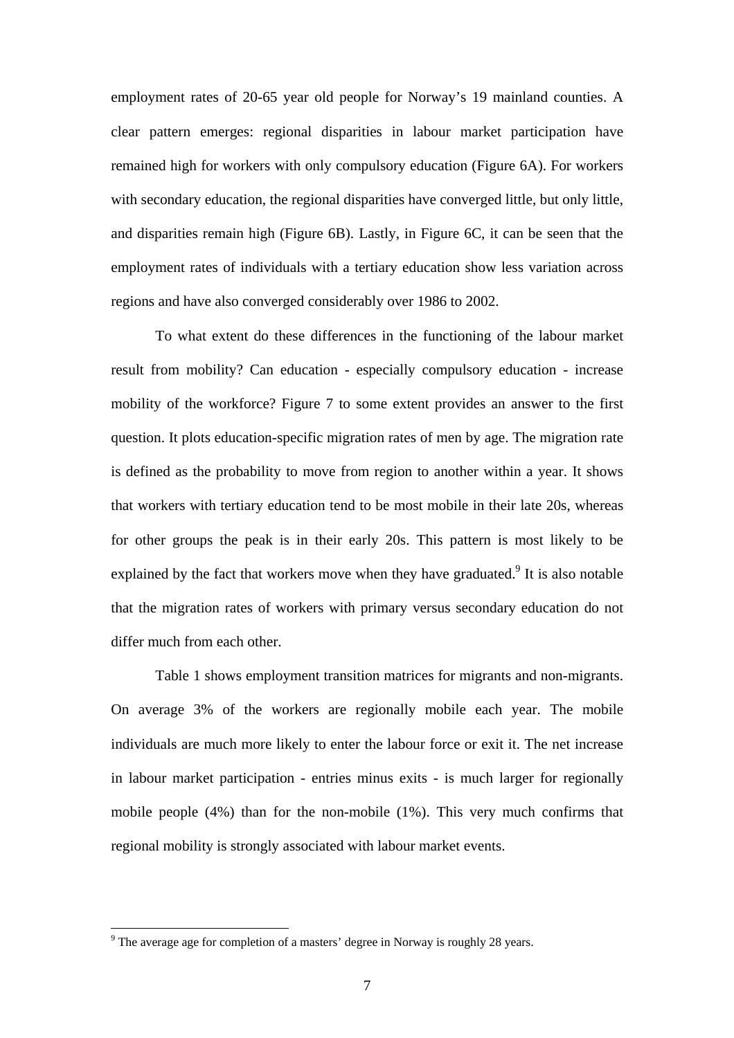employment rates of 20-65 year old people for Norway's 19 mainland counties. A clear pattern emerges: regional disparities in labour market participation have remained high for workers with only compulsory education (Figure 6A). For workers with secondary education, the regional disparities have converged little, but only little, and disparities remain high (Figure 6B). Lastly, in Figure 6C, it can be seen that the employment rates of individuals with a tertiary education show less variation across regions and have also converged considerably over 1986 to 2002.

To what extent do these differences in the functioning of the labour market result from mobility? Can education - especially compulsory education - increase mobility of the workforce? Figure 7 to some extent provides an answer to the first question. It plots education-specific migration rates of men by age. The migration rate is defined as the probability to move from region to another within a year. It shows that workers with tertiary education tend to be most mobile in their late 20s, whereas for other groups the peak is in their early 20s. This pattern is most likely to be explained by the fact that workers move when they have graduated.[9] It is also notable that the migration rates of workers with primary versus secondary education do not differ much from each other.

Table 1 shows employment transition matrices for migrants and non-migrants. On average 3% of the workers are regionally mobile each year. The mobile individuals are much more likely to enter the labour force or exit it. The net increase in labour market participation - entries minus exits - is much larger for regionally mobile people (4%) than for the non-mobile (1%). This very much confirms that regional mobility is strongly associated with labour market events.

[9] The average age for completion of a masters' degree in Norway is roughly 28 years.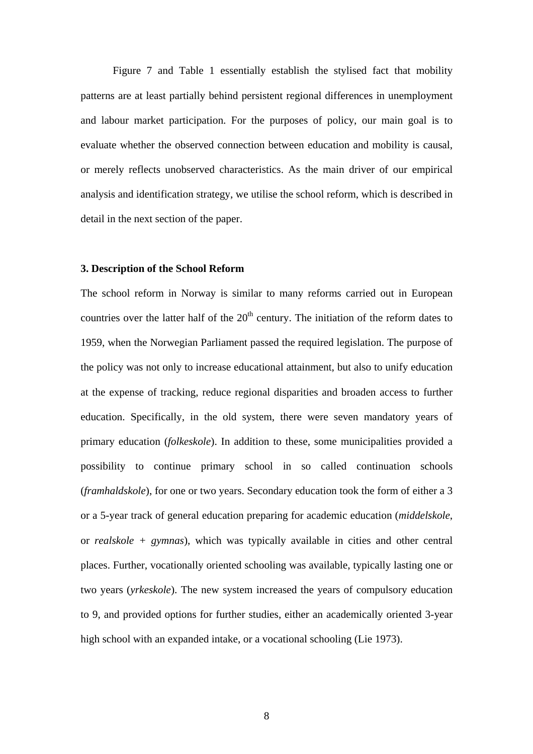Figure 7 and Table 1 essentially establish the stylised fact that mobility patterns are at least partially behind persistent regional differences in unemployment and labour market participation. For the purposes of policy, our main goal is to evaluate whether the observed connection between education and mobility is causal, or merely reflects unobserved characteristics. As the main driver of our empirical analysis and identification strategy, we utilise the school reform, which is described in detail in the next section of the paper.

### 3. Description of the School Reform

The school reform in Norway is similar to many reforms carried out in European countries over the latter half of the 20th century. The initiation of the reform dates to 1959, when the Norwegian Parliament passed the required legislation. The purpose of the policy was not only to increase educational attainment, but also to unify education at the expense of tracking, reduce regional disparities and broaden access to further education. Specifically, in the old system, there were seven mandatory years of primary education (*folkeskole*). In addition to these, some municipalities provided a possibility to continue primary school in so called continuation schools (*framhaldskole*), for one or two years. Secondary education took the form of either a 3 or a 5-year track of general education preparing for academic education (*middelskole*, or *realskole* + *gymnas*), which was typically available in cities and other central places. Further, vocationally oriented schooling was available, typically lasting one or two years (*yrkeskole*). The new system increased the years of compulsory education to 9, and provided options for further studies, either an academically oriented 3-year high school with an expanded intake, or a vocational schooling (Lie 1973).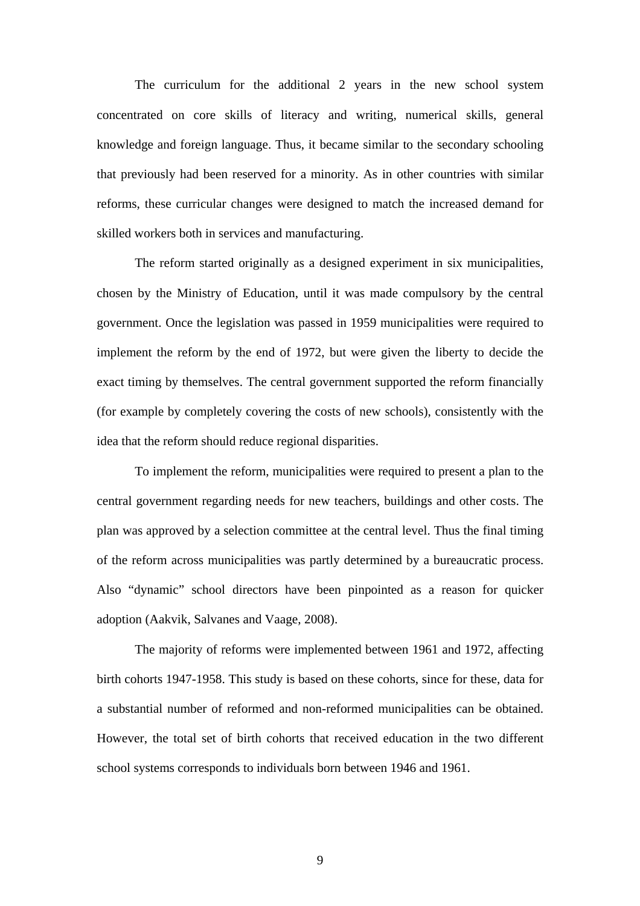The curriculum for the additional 2 years in the new school system concentrated on core skills of literacy and writing, numerical skills, general knowledge and foreign language. Thus, it became similar to the secondary schooling that previously had been reserved for a minority. As in other countries with similar reforms, these curricular changes were designed to match the increased demand for skilled workers both in services and manufacturing.

The reform started originally as a designed experiment in six municipalities, chosen by the Ministry of Education, until it was made compulsory by the central government. Once the legislation was passed in 1959 municipalities were required to implement the reform by the end of 1972, but were given the liberty to decide the exact timing by themselves. The central government supported the reform financially (for example by completely covering the costs of new schools), consistently with the idea that the reform should reduce regional disparities.

To implement the reform, municipalities were required to present a plan to the central government regarding needs for new teachers, buildings and other costs. The plan was approved by a selection committee at the central level. Thus the final timing of the reform across municipalities was partly determined by a bureaucratic process. Also "dynamic" school directors have been pinpointed as a reason for quicker adoption (Aakvik, Salvanes and Vaage, 2008).

The majority of reforms were implemented between 1961 and 1972, affecting birth cohorts 1947-1958. This study is based on these cohorts, since for these, data for a substantial number of reformed and non-reformed municipalities can be obtained. However, the total set of birth cohorts that received education in the two different school systems corresponds to individuals born between 1946 and 1961.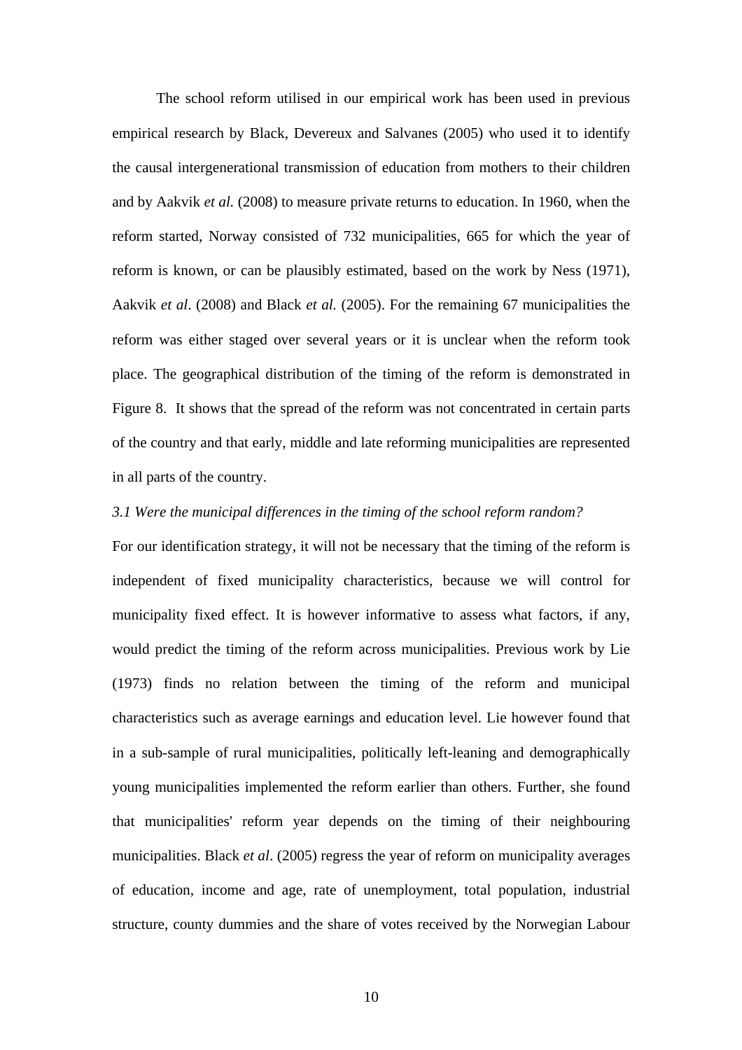The school reform utilised in our empirical work has been used in previous empirical research by Black, Devereux and Salvanes (2005) who used it to identify the causal intergenerational transmission of education from mothers to their children and by Aakvik *et al.* (2008) to measure private returns to education. In 1960, when the reform started, Norway consisted of 732 municipalities, 665 for which the year of reform is known, or can be plausibly estimated, based on the work by Ness (1971), Aakvik *et al*. (2008) and Black *et al.* (2005). For the remaining 67 municipalities the reform was either staged over several years or it is unclear when the reform took place. The geographical distribution of the timing of the reform is demonstrated in Figure 8. It shows that the spread of the reform was not concentrated in certain parts of the country and that early, middle and late reforming municipalities are represented in all parts of the country.

### *3.1 Were the municipal differences in the timing of the school reform random?*

For our identification strategy, it will not be necessary that the timing of the reform is independent of fixed municipality characteristics, because we will control for municipality fixed effect. It is however informative to assess what factors, if any, would predict the timing of the reform across municipalities. Previous work by Lie (1973) finds no relation between the timing of the reform and municipal characteristics such as average earnings and education level. Lie however found that in a sub-sample of rural municipalities, politically left-leaning and demographically young municipalities implemented the reform earlier than others. Further, she found that municipalities' reform year depends on the timing of their neighbouring municipalities. Black *et al*. (2005) regress the year of reform on municipality averages of education, income and age, rate of unemployment, total population, industrial structure, county dummies and the share of votes received by the Norwegian Labour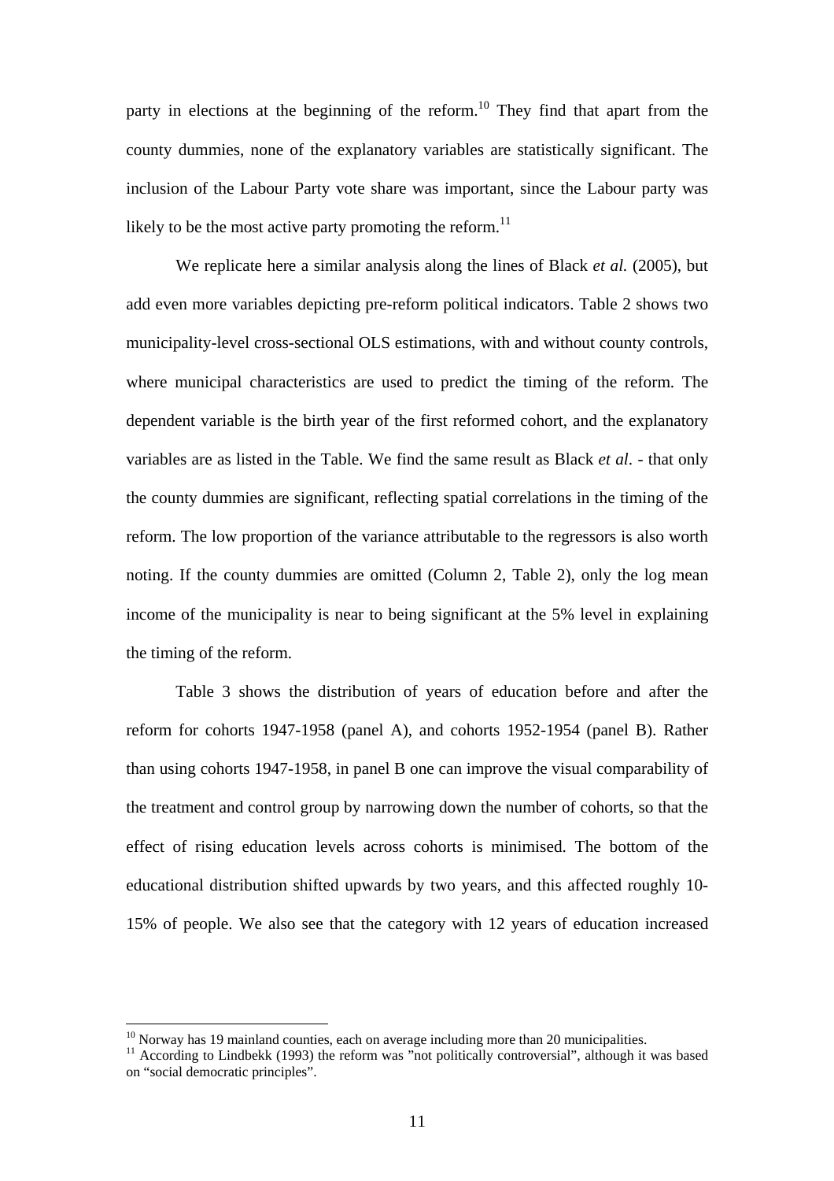party in elections at the beginning of the reform.[10] They find that apart from the county dummies, none of the explanatory variables are statistically significant. The inclusion of the Labour Party vote share was important, since the Labour party was likely to be the most active party promoting the reform.[11]

We replicate here a similar analysis along the lines of Black *et al.* (2005), but add even more variables depicting pre-reform political indicators. Table 2 shows two municipality-level cross-sectional OLS estimations, with and without county controls, where municipal characteristics are used to predict the timing of the reform. The dependent variable is the birth year of the first reformed cohort, and the explanatory variables are as listed in the Table. We find the same result as Black *et al*. - that only the county dummies are significant, reflecting spatial correlations in the timing of the reform. The low proportion of the variance attributable to the regressors is also worth noting. If the county dummies are omitted (Column 2, Table 2), only the log mean income of the municipality is near to being significant at the 5% level in explaining the timing of the reform.

Table 3 shows the distribution of years of education before and after the reform for cohorts 1947-1958 (panel A), and cohorts 1952-1954 (panel B). Rather than using cohorts 1947-1958, in panel B one can improve the visual comparability of the treatment and control group by narrowing down the number of cohorts, so that the effect of rising education levels across cohorts is minimised. The bottom of the educational distribution shifted upwards by two years, and this affected roughly 10-15% of people. We also see that the category with 12 years of education increased

[10] Norway has 19 mainland counties, each on average including more than 20 municipalities.

[11] According to Lindbekk (1993) the reform was "not politically controversial", although it was based on "social democratic principles".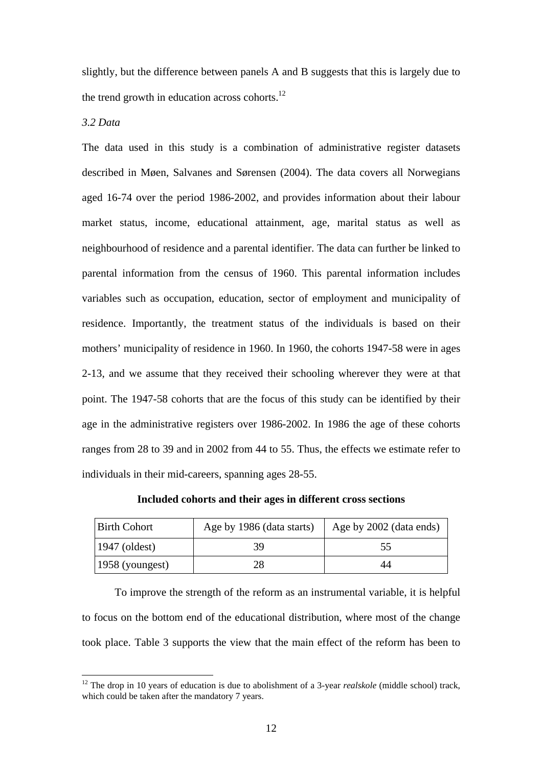slightly, but the difference between panels A and B suggests that this is largely due to the trend growth in education across cohorts.[12]

*3.2 Data*

The data used in this study is a combination of administrative register datasets described in Møen, Salvanes and Sørensen (2004). The data covers all Norwegians aged 16-74 over the period 1986-2002, and provides information about their labour market status, income, educational attainment, age, marital status as well as neighbourhood of residence and a parental identifier. The data can further be linked to parental information from the census of 1960. This parental information includes variables such as occupation, education, sector of employment and municipality of residence. Importantly, the treatment status of the individuals is based on their mothers' municipality of residence in 1960. In 1960, the cohorts 1947-58 were in ages 2-13, and we assume that they received their schooling wherever they were at that point. The 1947-58 cohorts that are the focus of this study can be identified by their age in the administrative registers over 1986-2002. In 1986 the age of these cohorts ranges from 28 to 39 and in 2002 from 44 to 55. Thus, the effects we estimate refer to individuals in their mid-careers, spanning ages 28-55.

**Included cohorts and their ages in different cross sections**

| Birth Cohort | Age by 1986 (data starts) | Age by 2002 (data ends) |
|---|---|---|
| 1947 (oldest) | 39 | 55 |
| 1958 (youngest) | 28 | 44 |

To improve the strength of the reform as an instrumental variable, it is helpful to focus on the bottom end of the educational distribution, where most of the change took place. Table 3 supports the view that the main effect of the reform has been to

[12] The drop in 10 years of education is due to abolishment of a 3-year *realskole* (middle school) track, which could be taken after the mandatory 7 years.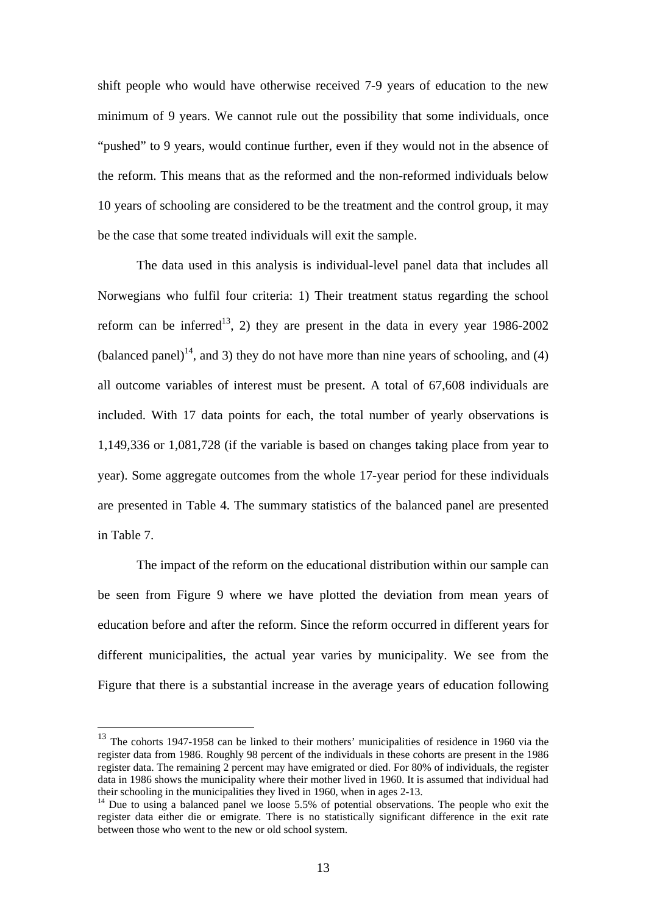shift people who would have otherwise received 7-9 years of education to the new minimum of 9 years. We cannot rule out the possibility that some individuals, once "pushed" to 9 years, would continue further, even if they would not in the absence of the reform. This means that as the reformed and the non-reformed individuals below 10 years of schooling are considered to be the treatment and the control group, it may be the case that some treated individuals will exit the sample.

The data used in this analysis is individual-level panel data that includes all Norwegians who fulfil four criteria: 1) Their treatment status regarding the school reform can be inferred[13], 2) they are present in the data in every year 1986-2002 (balanced panel)[14], and 3) they do not have more than nine years of schooling, and (4) all outcome variables of interest must be present. A total of 67,608 individuals are included. With 17 data points for each, the total number of yearly observations is 1,149,336 or 1,081,728 (if the variable is based on changes taking place from year to year). Some aggregate outcomes from the whole 17-year period for these individuals are presented in Table 4. The summary statistics of the balanced panel are presented in Table 7.

The impact of the reform on the educational distribution within our sample can be seen from Figure 9 where we have plotted the deviation from mean years of education before and after the reform. Since the reform occurred in different years for different municipalities, the actual year varies by municipality. We see from the Figure that there is a substantial increase in the average years of education following

[13] The cohorts 1947-1958 can be linked to their mothers' municipalities of residence in 1960 via the register data from 1986. Roughly 98 percent of the individuals in these cohorts are present in the 1986 register data. The remaining 2 percent may have emigrated or died. For 80% of individuals, the register data in 1986 shows the municipality where their mother lived in 1960. It is assumed that individual had their schooling in the municipalities they lived in 1960, when in ages 2-13.

[14] Due to using a balanced panel we loose 5.5% of potential observations. The people who exit the register data either die or emigrate. There is no statistically significant difference in the exit rate between those who went to the new or old school system.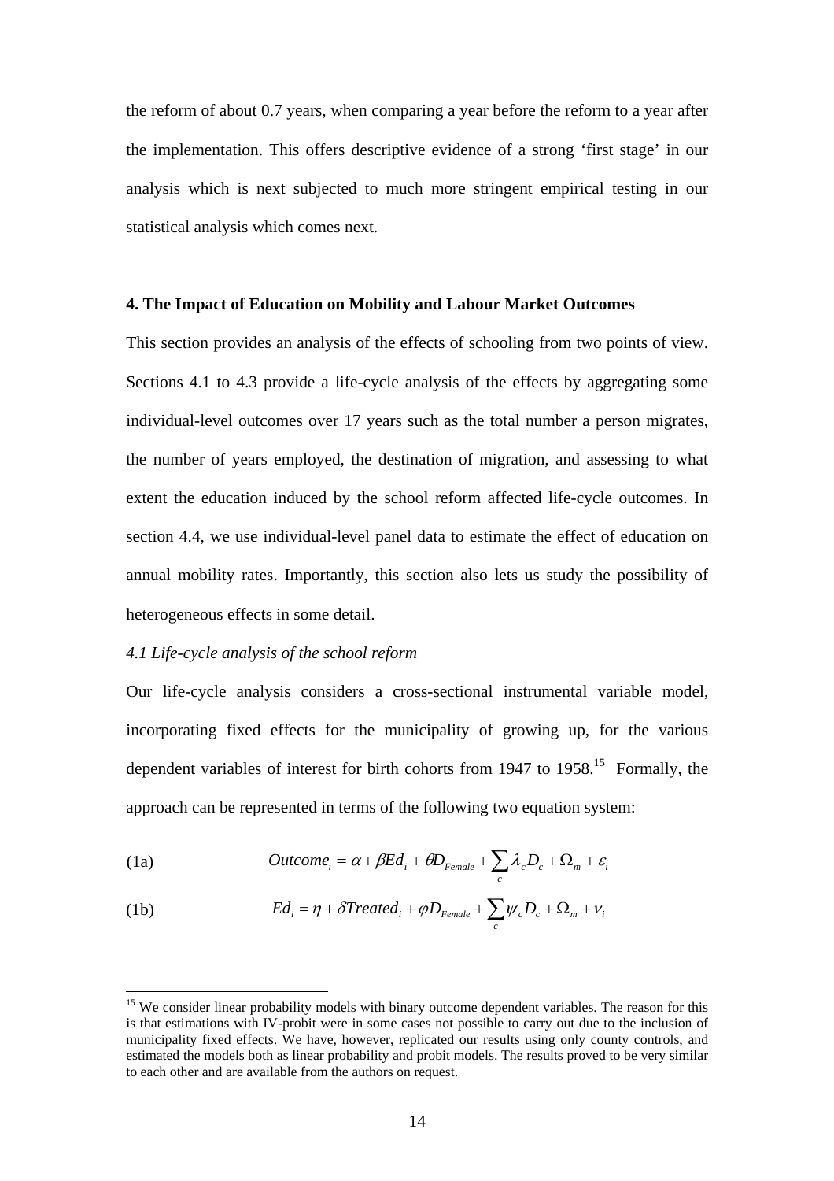the reform of about 0.7 years, when comparing a year before the reform to a year after the implementation. This offers descriptive evidence of a strong 'first stage' in our analysis which is next subjected to much more stringent empirical testing in our statistical analysis which comes next.

## 4. The Impact of Education on Mobility and Labour Market Outcomes

This section provides an analysis of the effects of schooling from two points of view. Sections 4.1 to 4.3 provide a life-cycle analysis of the effects by aggregating some individual-level outcomes over 17 years such as the total number a person migrates, the number of years employed, the destination of migration, and assessing to what extent the education induced by the school reform affected life-cycle outcomes. In section 4.4, we use individual-level panel data to estimate the effect of education on annual mobility rates. Importantly, this section also lets us study the possibility of heterogeneous effects in some detail.

### *4.1 Life-cycle analysis of the school reform*

Our life-cycle analysis considers a cross-sectional instrumental variable model, incorporating fixed effects for the municipality of growing up, for the various dependent variables of interest for birth cohorts from 1947 to 1958.[15] Formally, the approach can be represented in terms of the following two equation system:

$$\text{(1a)} \qquad Outcome_i = \alpha + \beta Ed_i + \theta D_{Female} + \sum_c \lambda_c D_c + \Omega_m + \varepsilon_i$$

$$\text{(1b)} \qquad Ed_i = \eta + \delta Treated_i + \varphi D_{Female} + \sum_c \psi_c D_c + \Omega_m + \nu_i$$

[15] We consider linear probability models with binary outcome dependent variables. The reason for this is that estimations with IV-probit were in some cases not possible to carry out due to the inclusion of municipality fixed effects. We have, however, replicated our results using only county controls, and estimated the models both as linear probability and probit models. The results proved to be very similar to each other and are available from the authors on request.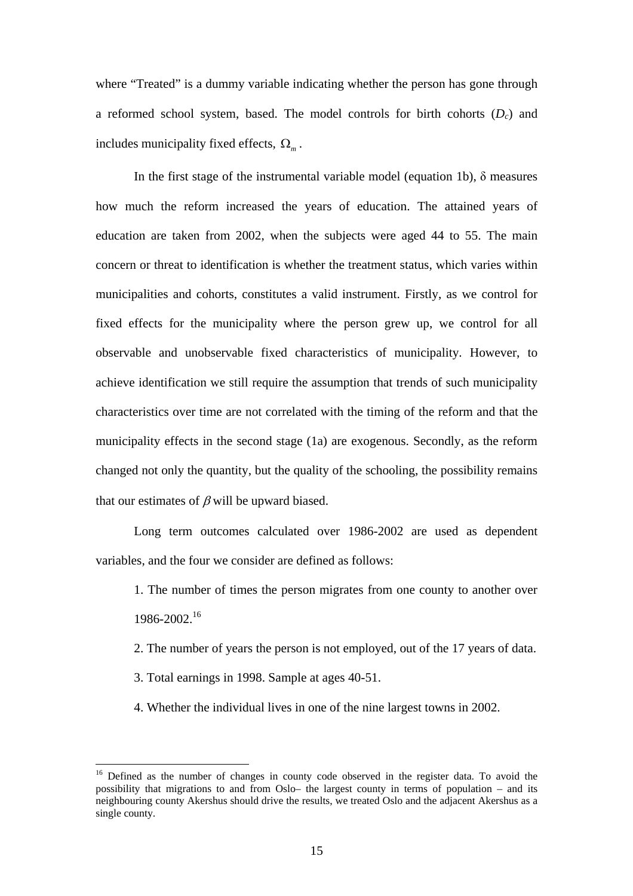where "Treated" is a dummy variable indicating whether the person has gone through a reformed school system, based. The model controls for birth cohorts ($D_c$) and includes municipality fixed effects, $\Omega_m$.

In the first stage of the instrumental variable model (equation 1b), $\delta$ measures how much the reform increased the years of education. The attained years of education are taken from 2002, when the subjects were aged 44 to 55. The main concern or threat to identification is whether the treatment status, which varies within municipalities and cohorts, constitutes a valid instrument. Firstly, as we control for fixed effects for the municipality where the person grew up, we control for all observable and unobservable fixed characteristics of municipality. However, to achieve identification we still require the assumption that trends of such municipality characteristics over time are not correlated with the timing of the reform and that the municipality effects in the second stage (1a) are exogenous. Secondly, as the reform changed not only the quantity, but the quality of the schooling, the possibility remains that our estimates of $\beta$ will be upward biased.

Long term outcomes calculated over 1986-2002 are used as dependent variables, and the four we consider are defined as follows:

1. The number of times the person migrates from one county to another over 1986-2002.[16]

2. The number of years the person is not employed, out of the 17 years of data.

3. Total earnings in 1998. Sample at ages 40-51.

4. Whether the individual lives in one of the nine largest towns in 2002.

---

[16] Defined as the number of changes in county code observed in the register data. To avoid the possibility that migrations to and from Oslo– the largest county in terms of population – and its neighbouring county Akershus should drive the results, we treated Oslo and the adjacent Akershus as a single county.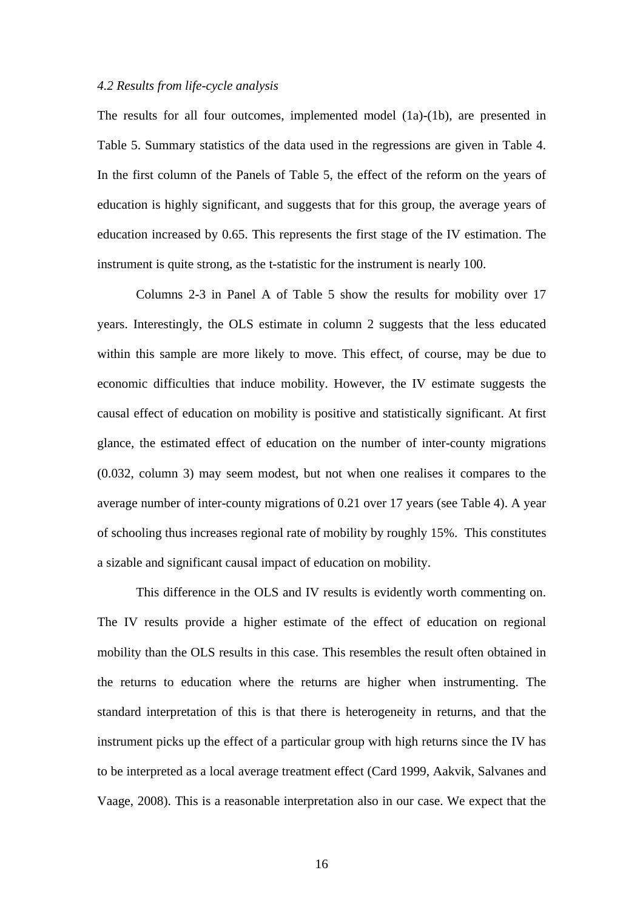*4.2 Results from life-cycle analysis*

The results for all four outcomes, implemented model (1a)-(1b), are presented in Table 5. Summary statistics of the data used in the regressions are given in Table 4. In the first column of the Panels of Table 5, the effect of the reform on the years of education is highly significant, and suggests that for this group, the average years of education increased by 0.65. This represents the first stage of the IV estimation. The instrument is quite strong, as the t-statistic for the instrument is nearly 100.

Columns 2-3 in Panel A of Table 5 show the results for mobility over 17 years. Interestingly, the OLS estimate in column 2 suggests that the less educated within this sample are more likely to move. This effect, of course, may be due to economic difficulties that induce mobility. However, the IV estimate suggests the causal effect of education on mobility is positive and statistically significant. At first glance, the estimated effect of education on the number of inter-county migrations (0.032, column 3) may seem modest, but not when one realises it compares to the average number of inter-county migrations of 0.21 over 17 years (see Table 4). A year of schooling thus increases regional rate of mobility by roughly 15%. This constitutes a sizable and significant causal impact of education on mobility.

This difference in the OLS and IV results is evidently worth commenting on. The IV results provide a higher estimate of the effect of education on regional mobility than the OLS results in this case. This resembles the result often obtained in the returns to education where the returns are higher when instrumenting. The standard interpretation of this is that there is heterogeneity in returns, and that the instrument picks up the effect of a particular group with high returns since the IV has to be interpreted as a local average treatment effect (Card 1999, Aakvik, Salvanes and Vaage, 2008). This is a reasonable interpretation also in our case. We expect that the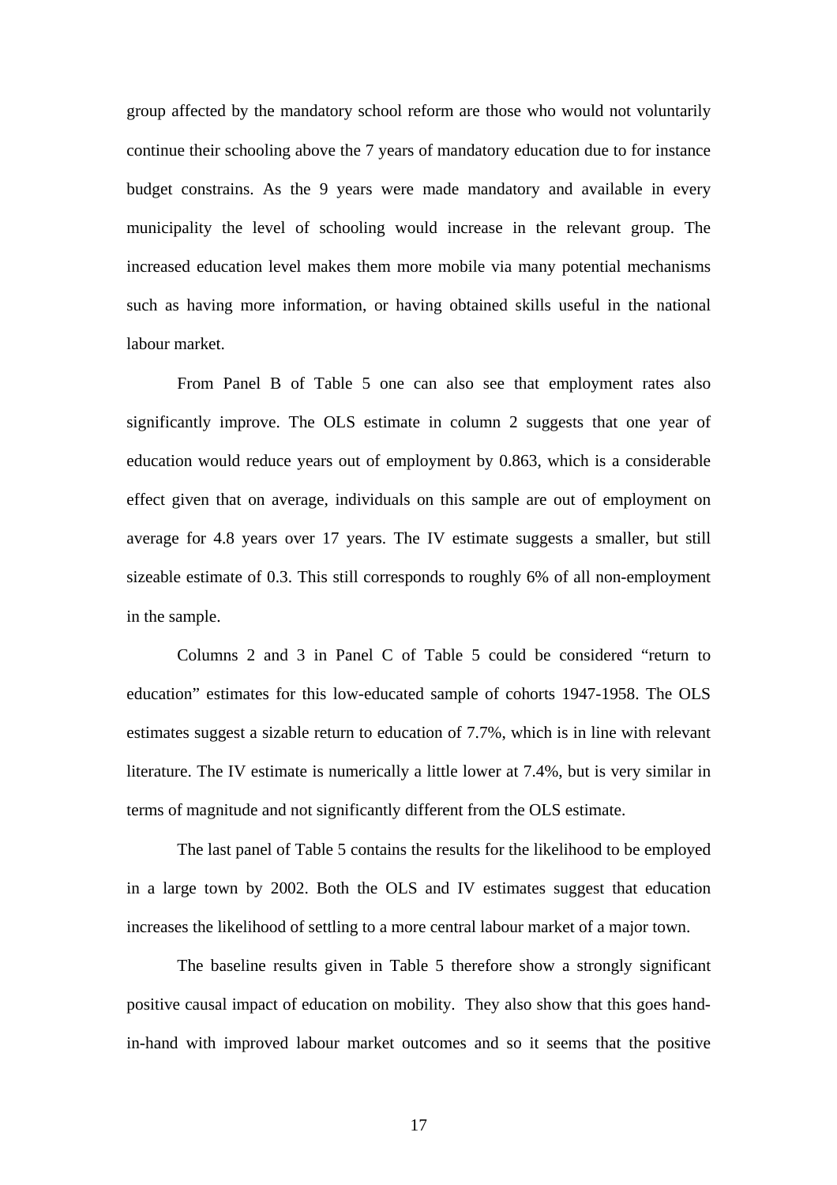group affected by the mandatory school reform are those who would not voluntarily continue their schooling above the 7 years of mandatory education due to for instance budget constrains. As the 9 years were made mandatory and available in every municipality the level of schooling would increase in the relevant group. The increased education level makes them more mobile via many potential mechanisms such as having more information, or having obtained skills useful in the national labour market.

From Panel B of Table 5 one can also see that employment rates also significantly improve. The OLS estimate in column 2 suggests that one year of education would reduce years out of employment by 0.863, which is a considerable effect given that on average, individuals on this sample are out of employment on average for 4.8 years over 17 years. The IV estimate suggests a smaller, but still sizeable estimate of 0.3. This still corresponds to roughly 6% of all non-employment in the sample.

Columns 2 and 3 in Panel C of Table 5 could be considered "return to education" estimates for this low-educated sample of cohorts 1947-1958. The OLS estimates suggest a sizable return to education of 7.7%, which is in line with relevant literature. The IV estimate is numerically a little lower at 7.4%, but is very similar in terms of magnitude and not significantly different from the OLS estimate.

The last panel of Table 5 contains the results for the likelihood to be employed in a large town by 2002. Both the OLS and IV estimates suggest that education increases the likelihood of settling to a more central labour market of a major town.

The baseline results given in Table 5 therefore show a strongly significant positive causal impact of education on mobility. They also show that this goes hand-in-hand with improved labour market outcomes and so it seems that the positive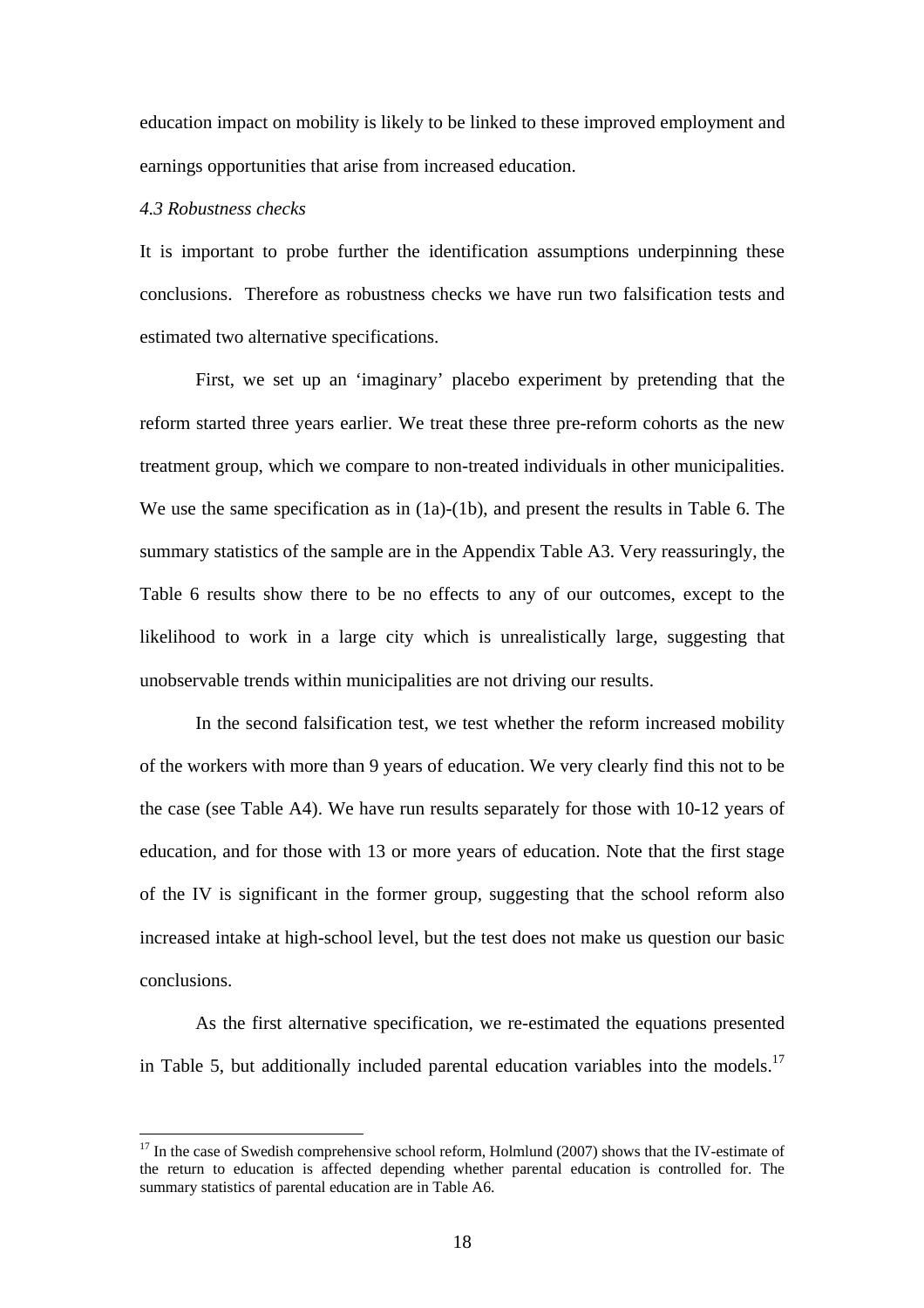education impact on mobility is likely to be linked to these improved employment and earnings opportunities that arise from increased education.

### *4.3 Robustness checks*

It is important to probe further the identification assumptions underpinning these conclusions. Therefore as robustness checks we have run two falsification tests and estimated two alternative specifications.

First, we set up an 'imaginary' placebo experiment by pretending that the reform started three years earlier. We treat these three pre-reform cohorts as the new treatment group, which we compare to non-treated individuals in other municipalities. We use the same specification as in (1a)-(1b), and present the results in Table 6. The summary statistics of the sample are in the Appendix Table A3. Very reassuringly, the Table 6 results show there to be no effects to any of our outcomes, except to the likelihood to work in a large city which is unrealistically large, suggesting that unobservable trends within municipalities are not driving our results.

In the second falsification test, we test whether the reform increased mobility of the workers with more than 9 years of education. We very clearly find this not to be the case (see Table A4). We have run results separately for those with 10-12 years of education, and for those with 13 or more years of education. Note that the first stage of the IV is significant in the former group, suggesting that the school reform also increased intake at high-school level, but the test does not make us question our basic conclusions.

As the first alternative specification, we re-estimated the equations presented in Table 5, but additionally included parental education variables into the models.[17]

[17] In the case of Swedish comprehensive school reform, Holmlund (2007) shows that the IV-estimate of the return to education is affected depending whether parental education is controlled for. The summary statistics of parental education are in Table A6.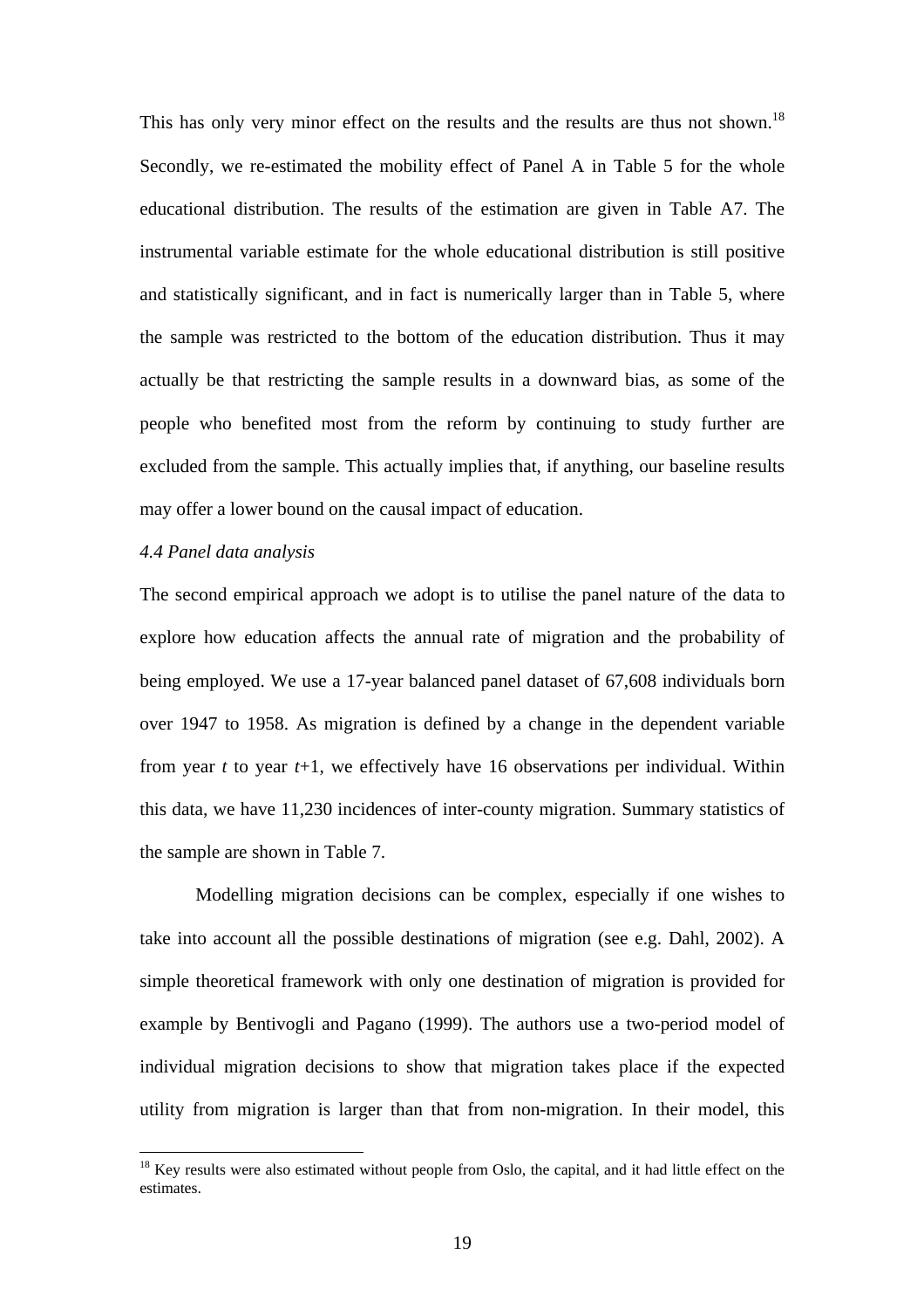This has only very minor effect on the results and the results are thus not shown.[18] Secondly, we re-estimated the mobility effect of Panel A in Table 5 for the whole educational distribution. The results of the estimation are given in Table A7. The instrumental variable estimate for the whole educational distribution is still positive and statistically significant, and in fact is numerically larger than in Table 5, where the sample was restricted to the bottom of the education distribution. Thus it may actually be that restricting the sample results in a downward bias, as some of the people who benefited most from the reform by continuing to study further are excluded from the sample. This actually implies that, if anything, our baseline results may offer a lower bound on the causal impact of education.

*4.4 Panel data analysis*

The second empirical approach we adopt is to utilise the panel nature of the data to explore how education affects the annual rate of migration and the probability of being employed. We use a 17-year balanced panel dataset of 67,608 individuals born over 1947 to 1958. As migration is defined by a change in the dependent variable from year $t$ to year $t$+1, we effectively have 16 observations per individual. Within this data, we have 11,230 incidences of inter-county migration. Summary statistics of the sample are shown in Table 7.

Modelling migration decisions can be complex, especially if one wishes to take into account all the possible destinations of migration (see e.g. Dahl, 2002). A simple theoretical framework with only one destination of migration is provided for example by Bentivogli and Pagano (1999). The authors use a two-period model of individual migration decisions to show that migration takes place if the expected utility from migration is larger than that from non-migration. In their model, this

[18] Key results were also estimated without people from Oslo, the capital, and it had little effect on the estimates.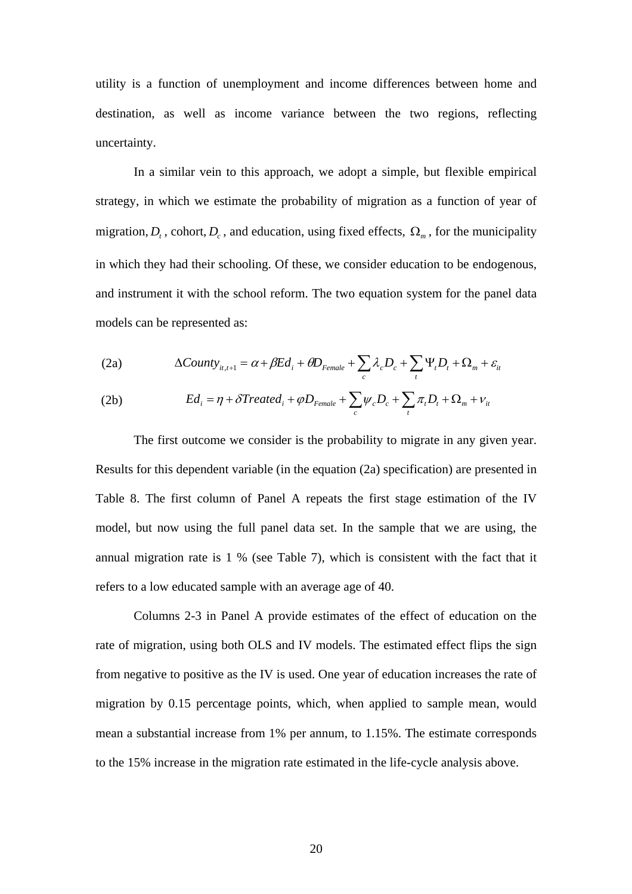utility is a function of unemployment and income differences between home and destination, as well as income variance between the two regions, reflecting uncertainty.

In a similar vein to this approach, we adopt a simple, but flexible empirical strategy, in which we estimate the probability of migration as a function of year of migration, $D_t$, cohort, $D_c$, and education, using fixed effects, $\Omega_m$, for the municipality in which they had their schooling. Of these, we consider education to be endogenous, and instrument it with the school reform. The two equation system for the panel data models can be represented as:

$$\text{(2a)} \qquad \Delta County_{it,t+1} = \alpha + \beta Ed_i + \theta D_{Female} + \sum_c \lambda_c D_c + \sum_t \Psi_t D_t + \Omega_m + \varepsilon_{it}$$

$$\text{(2b)} \qquad Ed_i = \eta + \delta Treated_i + \varphi D_{Female} + \sum_c \psi_c D_c + \sum_t \pi_t D_t + \Omega_m + \nu_{it}$$

The first outcome we consider is the probability to migrate in any given year. Results for this dependent variable (in the equation (2a) specification) are presented in Table 8. The first column of Panel A repeats the first stage estimation of the IV model, but now using the full panel data set. In the sample that we are using, the annual migration rate is 1 % (see Table 7), which is consistent with the fact that it refers to a low educated sample with an average age of 40.

Columns 2-3 in Panel A provide estimates of the effect of education on the rate of migration, using both OLS and IV models. The estimated effect flips the sign from negative to positive as the IV is used. One year of education increases the rate of migration by 0.15 percentage points, which, when applied to sample mean, would mean a substantial increase from 1% per annum, to 1.15%. The estimate corresponds to the 15% increase in the migration rate estimated in the life-cycle analysis above.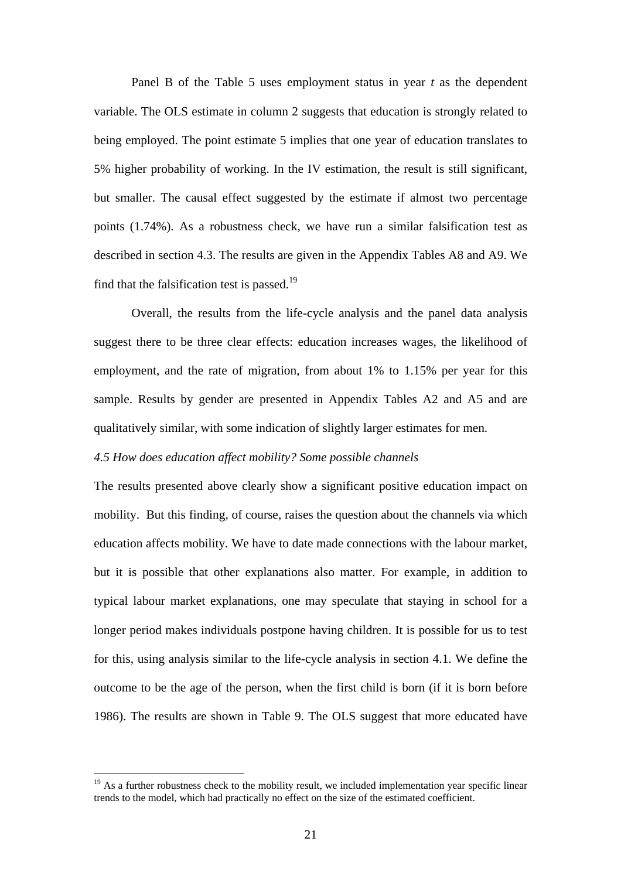Panel B of the Table 5 uses employment status in year *t* as the dependent variable. The OLS estimate in column 2 suggests that education is strongly related to being employed. The point estimate 5 implies that one year of education translates to 5% higher probability of working. In the IV estimation, the result is still significant, but smaller. The causal effect suggested by the estimate if almost two percentage points (1.74%). As a robustness check, we have run a similar falsification test as described in section 4.3. The results are given in the Appendix Tables A8 and A9. We find that the falsification test is passed.[19]

Overall, the results from the life-cycle analysis and the panel data analysis suggest there to be three clear effects: education increases wages, the likelihood of employment, and the rate of migration, from about 1% to 1.15% per year for this sample. Results by gender are presented in Appendix Tables A2 and A5 and are qualitatively similar, with some indication of slightly larger estimates for men.

*4.5 How does education affect mobility? Some possible channels*

The results presented above clearly show a significant positive education impact on mobility. But this finding, of course, raises the question about the channels via which education affects mobility. We have to date made connections with the labour market, but it is possible that other explanations also matter. For example, in addition to typical labour market explanations, one may speculate that staying in school for a longer period makes individuals postpone having children. It is possible for us to test for this, using analysis similar to the life-cycle analysis in section 4.1. We define the outcome to be the age of the person, when the first child is born (if it is born before 1986). The results are shown in Table 9. The OLS suggest that more educated have

[19] As a further robustness check to the mobility result, we included implementation year specific linear trends to the model, which had practically no effect on the size of the estimated coefficient.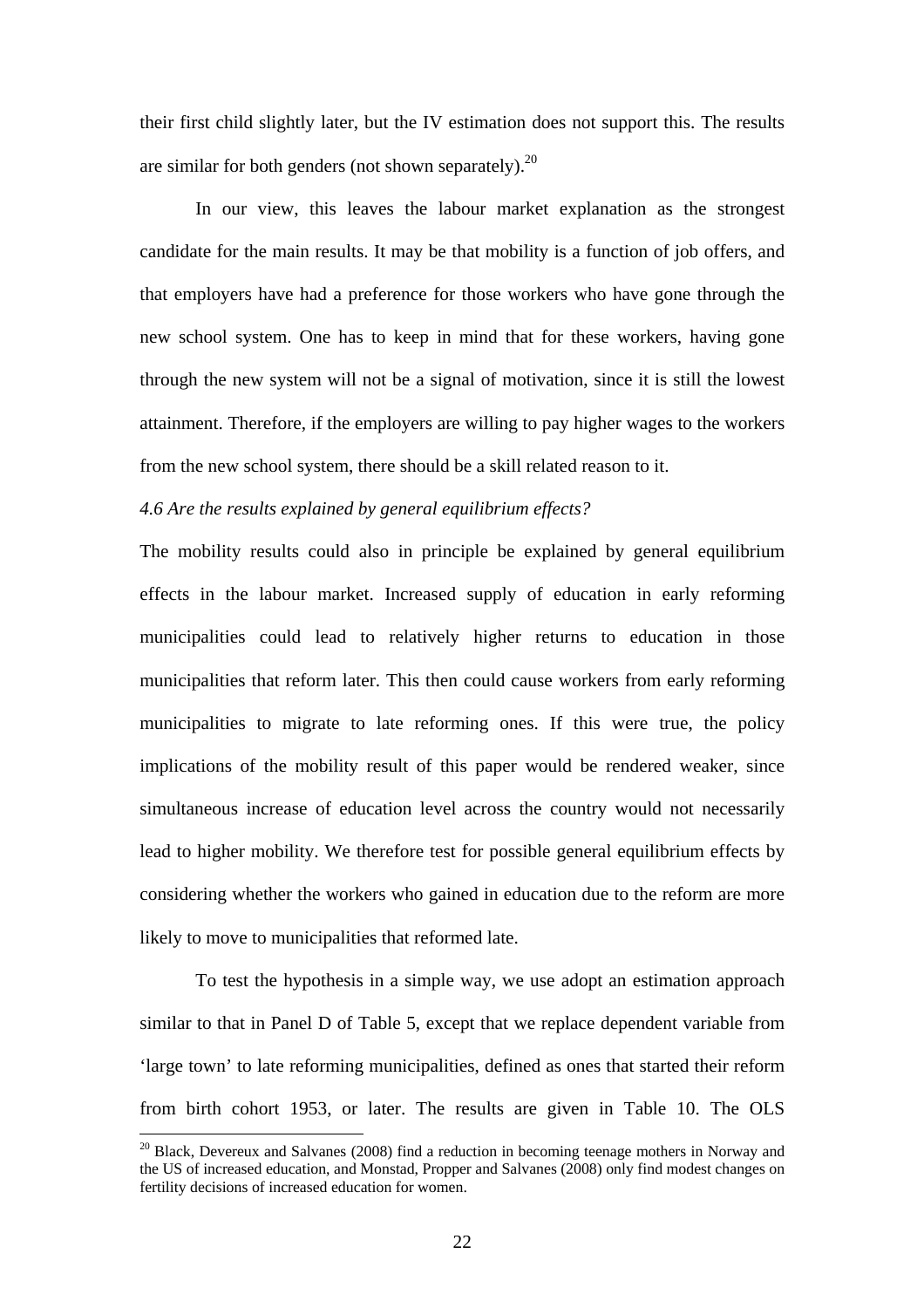their first child slightly later, but the IV estimation does not support this. The results are similar for both genders (not shown separately).[20]

In our view, this leaves the labour market explanation as the strongest candidate for the main results. It may be that mobility is a function of job offers, and that employers have had a preference for those workers who have gone through the new school system. One has to keep in mind that for these workers, having gone through the new system will not be a signal of motivation, since it is still the lowest attainment. Therefore, if the employers are willing to pay higher wages to the workers from the new school system, there should be a skill related reason to it.

*4.6 Are the results explained by general equilibrium effects?*

The mobility results could also in principle be explained by general equilibrium effects in the labour market. Increased supply of education in early reforming municipalities could lead to relatively higher returns to education in those municipalities that reform later. This then could cause workers from early reforming municipalities to migrate to late reforming ones. If this were true, the policy implications of the mobility result of this paper would be rendered weaker, since simultaneous increase of education level across the country would not necessarily lead to higher mobility. We therefore test for possible general equilibrium effects by considering whether the workers who gained in education due to the reform are more likely to move to municipalities that reformed late.

To test the hypothesis in a simple way, we use adopt an estimation approach similar to that in Panel D of Table 5, except that we replace dependent variable from 'large town' to late reforming municipalities, defined as ones that started their reform from birth cohort 1953, or later. The results are given in Table 10. The OLS

[20] Black, Devereux and Salvanes (2008) find a reduction in becoming teenage mothers in Norway and the US of increased education, and Monstad, Propper and Salvanes (2008) only find modest changes on fertility decisions of increased education for women.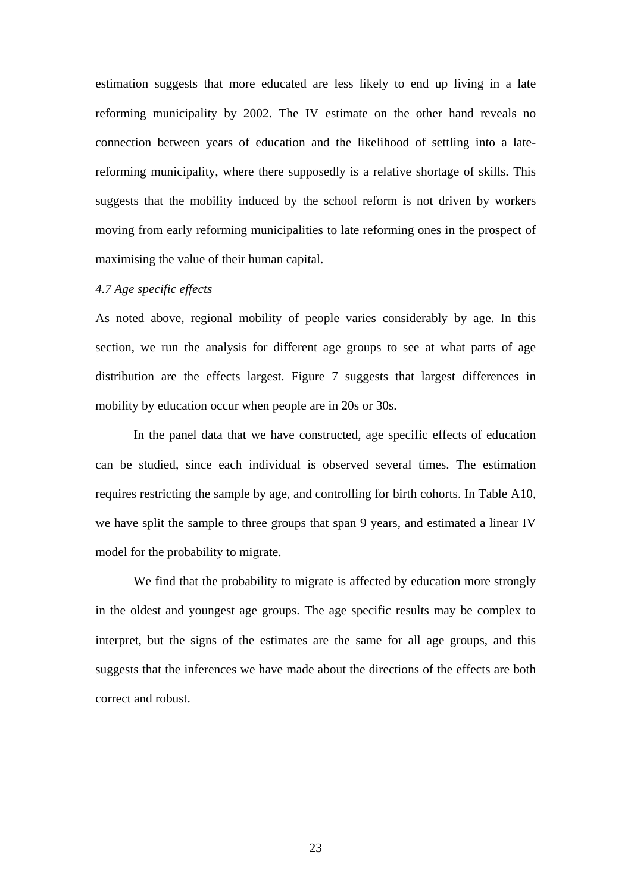estimation suggests that more educated are less likely to end up living in a late reforming municipality by 2002. The IV estimate on the other hand reveals no connection between years of education and the likelihood of settling into a late-reforming municipality, where there supposedly is a relative shortage of skills. This suggests that the mobility induced by the school reform is not driven by workers moving from early reforming municipalities to late reforming ones in the prospect of maximising the value of their human capital.

### *4.7 Age specific effects*

As noted above, regional mobility of people varies considerably by age. In this section, we run the analysis for different age groups to see at what parts of age distribution are the effects largest. Figure 7 suggests that largest differences in mobility by education occur when people are in 20s or 30s.

In the panel data that we have constructed, age specific effects of education can be studied, since each individual is observed several times. The estimation requires restricting the sample by age, and controlling for birth cohorts. In Table A10, we have split the sample to three groups that span 9 years, and estimated a linear IV model for the probability to migrate.

We find that the probability to migrate is affected by education more strongly in the oldest and youngest age groups. The age specific results may be complex to interpret, but the signs of the estimates are the same for all age groups, and this suggests that the inferences we have made about the directions of the effects are both correct and robust.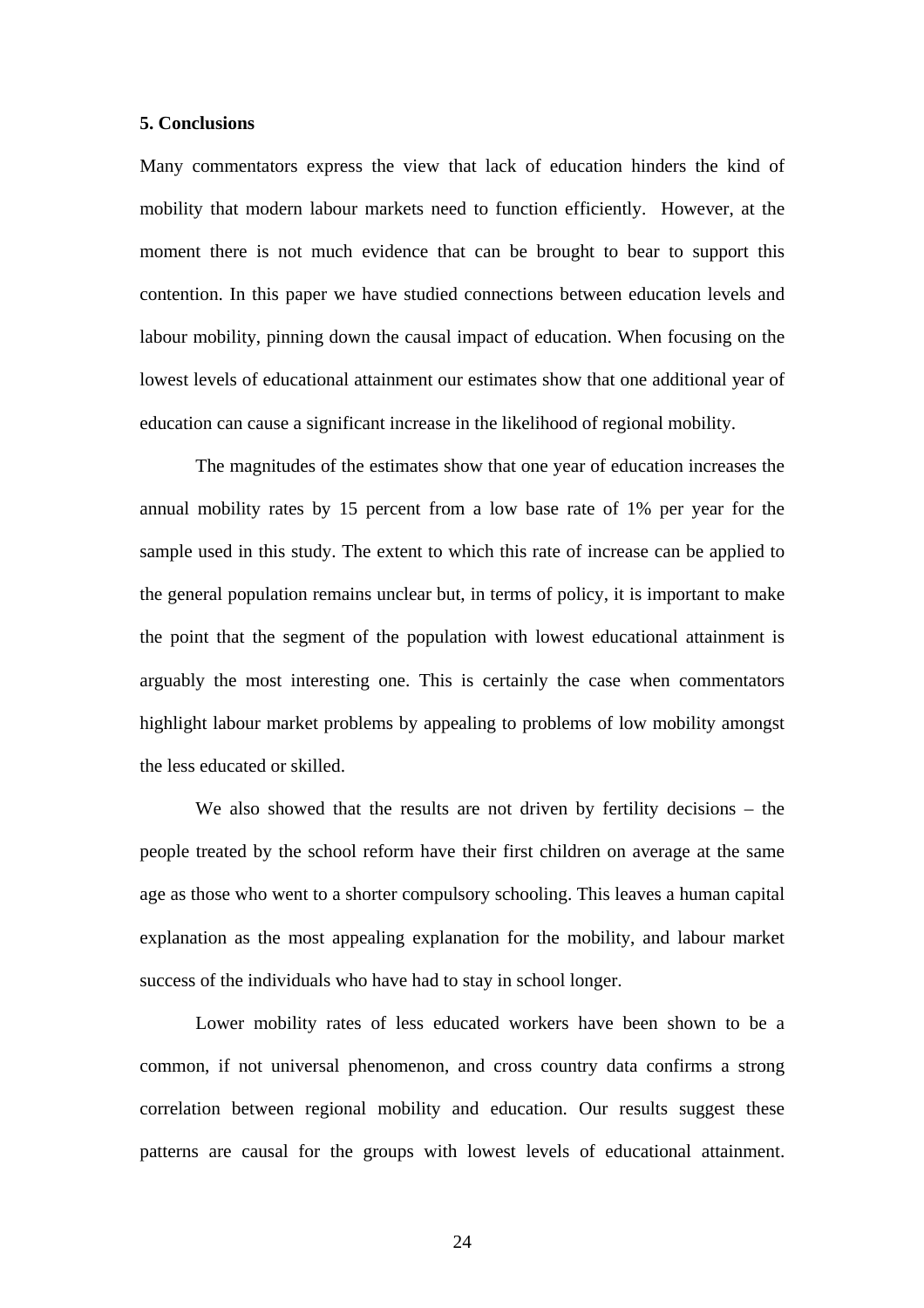**5. Conclusions**

Many commentators express the view that lack of education hinders the kind of mobility that modern labour markets need to function efficiently. However, at the moment there is not much evidence that can be brought to bear to support this contention. In this paper we have studied connections between education levels and labour mobility, pinning down the causal impact of education. When focusing on the lowest levels of educational attainment our estimates show that one additional year of education can cause a significant increase in the likelihood of regional mobility.

The magnitudes of the estimates show that one year of education increases the annual mobility rates by 15 percent from a low base rate of 1% per year for the sample used in this study. The extent to which this rate of increase can be applied to the general population remains unclear but, in terms of policy, it is important to make the point that the segment of the population with lowest educational attainment is arguably the most interesting one. This is certainly the case when commentators highlight labour market problems by appealing to problems of low mobility amongst the less educated or skilled.

We also showed that the results are not driven by fertility decisions – the people treated by the school reform have their first children on average at the same age as those who went to a shorter compulsory schooling. This leaves a human capital explanation as the most appealing explanation for the mobility, and labour market success of the individuals who have had to stay in school longer.

Lower mobility rates of less educated workers have been shown to be a common, if not universal phenomenon, and cross country data confirms a strong correlation between regional mobility and education. Our results suggest these patterns are causal for the groups with lowest levels of educational attainment.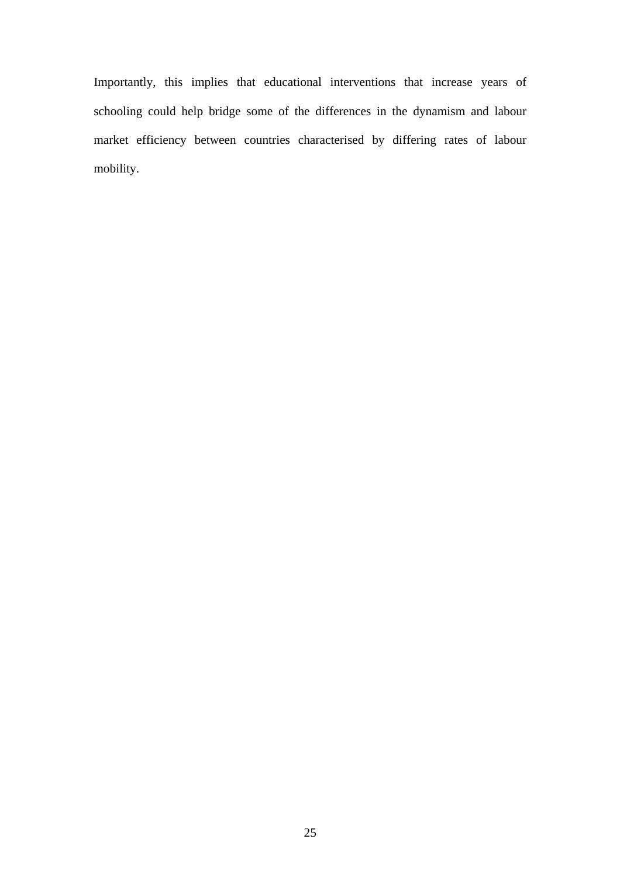Importantly, this implies that educational interventions that increase years of schooling could help bridge some of the differences in the dynamism and labour market efficiency between countries characterised by differing rates of labour mobility.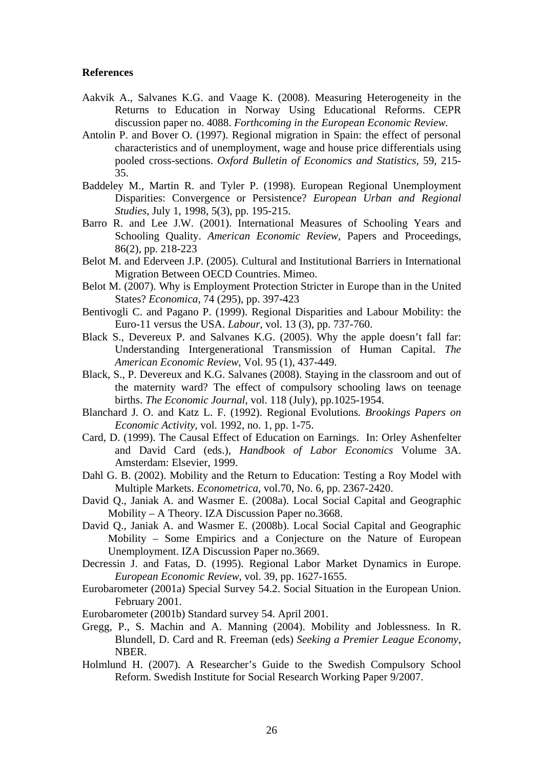**References**

Aakvik A., Salvanes K.G. and Vaage K. (2008). Measuring Heterogeneity in the Returns to Education in Norway Using Educational Reforms. CEPR discussion paper no. 4088. *Forthcoming in the European Economic Review.*

Antolin P. and Bover O. (1997). Regional migration in Spain: the effect of personal characteristics and of unemployment, wage and house price differentials using pooled cross-sections. *Oxford Bulletin of Economics and Statistics*, 59, 215-35.

Baddeley M., Martin R. and Tyler P. (1998). European Regional Unemployment Disparities: Convergence or Persistence? *European Urban and Regional Studies*, July 1, 1998, 5(3), pp. 195-215.

Barro R. and Lee J.W. (2001). International Measures of Schooling Years and Schooling Quality. *American Economic Review*, Papers and Proceedings, 86(2), pp. 218-223

Belot M. and Ederveen J.P. (2005). Cultural and Institutional Barriers in International Migration Between OECD Countries. Mimeo.

Belot M. (2007). Why is Employment Protection Stricter in Europe than in the United States? *Economica*, 74 (295), pp. 397-423

Bentivogli C. and Pagano P. (1999). Regional Disparities and Labour Mobility: the Euro-11 versus the USA. *Labour*, vol. 13 (3), pp. 737-760.

Black S., Devereux P. and Salvanes K.G. (2005). Why the apple doesn't fall far: Understanding Intergenerational Transmission of Human Capital. *The American Economic Review*, Vol. 95 (1), 437-449.

Black, S., P. Devereux and K.G. Salvanes (2008). Staying in the classroom and out of the maternity ward? The effect of compulsory schooling laws on teenage births. *The Economic Journal*, vol. 118 (July), pp.1025-1954.

Blanchard J. O. and Katz L. F. (1992). Regional Evolutions. *Brookings Papers on Economic Activity*, vol. 1992, no. 1, pp. 1-75.

Card, D. (1999). The Causal Effect of Education on Earnings. In: Orley Ashenfelter and David Card (eds.), *Handbook of Labor Economics* Volume 3A. Amsterdam: Elsevier, 1999.

Dahl G. B. (2002). Mobility and the Return to Education: Testing a Roy Model with Multiple Markets. *Econometrica*, vol.70, No. 6, pp. 2367-2420.

David Q., Janiak A. and Wasmer E. (2008a). Local Social Capital and Geographic Mobility – A Theory. IZA Discussion Paper no.3668.

David Q., Janiak A. and Wasmer E. (2008b). Local Social Capital and Geographic Mobility – Some Empirics and a Conjecture on the Nature of European Unemployment. IZA Discussion Paper no.3669.

Decressin J. and Fatas, D. (1995). Regional Labor Market Dynamics in Europe. *European Economic Review*, vol. 39, pp. 1627-1655.

Eurobarometer (2001a) Special Survey 54.2. Social Situation in the European Union. February 2001.

Eurobarometer (2001b) Standard survey 54. April 2001.

Gregg, P., S. Machin and A. Manning (2004). Mobility and Joblessness. In R. Blundell, D. Card and R. Freeman (eds) *Seeking a Premier League Economy*, NBER.

Holmlund H. (2007). A Researcher's Guide to the Swedish Compulsory School Reform. Swedish Institute for Social Research Working Paper 9/2007.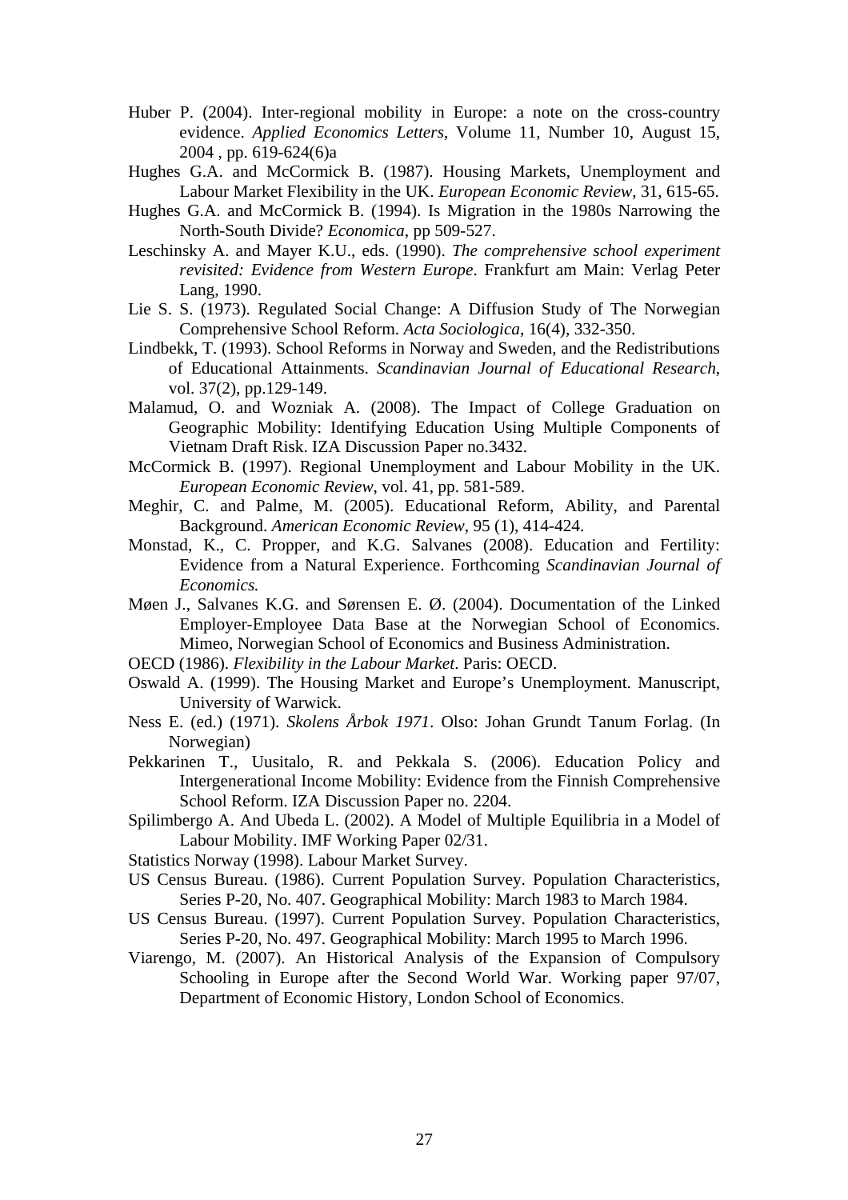Huber P. (2004). Inter-regional mobility in Europe: a note on the cross-country evidence. *Applied Economics Letters*, Volume 11, Number 10, August 15, 2004 , pp. 619-624(6)a

Hughes G.A. and McCormick B. (1987). Housing Markets, Unemployment and Labour Market Flexibility in the UK. *European Economic Review*, 31, 615-65.

Hughes G.A. and McCormick B. (1994). Is Migration in the 1980s Narrowing the North-South Divide? *Economica*, pp 509-527.

Leschinsky A. and Mayer K.U., eds. (1990). *The comprehensive school experiment revisited: Evidence from Western Europe*. Frankfurt am Main: Verlag Peter Lang, 1990.

Lie S. S. (1973). Regulated Social Change: A Diffusion Study of The Norwegian Comprehensive School Reform. *Acta Sociologica*, 16(4), 332-350.

Lindbekk, T. (1993). School Reforms in Norway and Sweden, and the Redistributions of Educational Attainments. *Scandinavian Journal of Educational Research*, vol. 37(2), pp.129-149.

Malamud, O. and Wozniak A. (2008). The Impact of College Graduation on Geographic Mobility: Identifying Education Using Multiple Components of Vietnam Draft Risk. IZA Discussion Paper no.3432.

McCormick B. (1997). Regional Unemployment and Labour Mobility in the UK. *European Economic Review*, vol. 41, pp. 581-589.

Meghir, C. and Palme, M. (2005). Educational Reform, Ability, and Parental Background. *American Economic Review*, 95 (1), 414-424.

Monstad, K., C. Propper, and K.G. Salvanes (2008). Education and Fertility: Evidence from a Natural Experience. Forthcoming *Scandinavian Journal of Economics.*

Møen J., Salvanes K.G. and Sørensen E. Ø. (2004). Documentation of the Linked Employer-Employee Data Base at the Norwegian School of Economics. Mimeo, Norwegian School of Economics and Business Administration.

OECD (1986). *Flexibility in the Labour Market*. Paris: OECD.

Oswald A. (1999). The Housing Market and Europe's Unemployment. Manuscript, University of Warwick.

Ness E. (ed.) (1971). *Skolens Årbok 1971*. Olso: Johan Grundt Tanum Forlag. (In Norwegian)

Pekkarinen T., Uusitalo, R. and Pekkala S. (2006). Education Policy and Intergenerational Income Mobility: Evidence from the Finnish Comprehensive School Reform. IZA Discussion Paper no. 2204.

Spilimbergo A. And Ubeda L. (2002). A Model of Multiple Equilibria in a Model of Labour Mobility. IMF Working Paper 02/31.

Statistics Norway (1998). Labour Market Survey.

US Census Bureau. (1986). Current Population Survey. Population Characteristics, Series P-20, No. 407. Geographical Mobility: March 1983 to March 1984.

US Census Bureau. (1997). Current Population Survey. Population Characteristics, Series P-20, No. 497. Geographical Mobility: March 1995 to March 1996.

Viarengo, M. (2007). An Historical Analysis of the Expansion of Compulsory Schooling in Europe after the Second World War. Working paper 97/07, Department of Economic History, London School of Economics.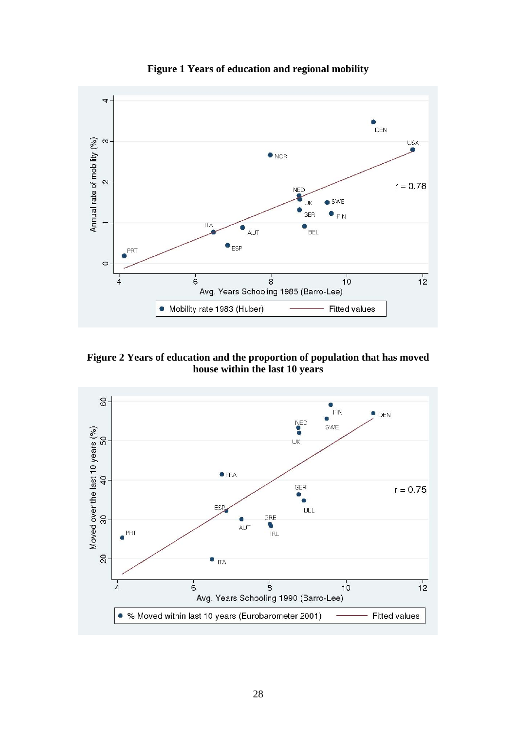**Figure 1 Years of education and regional mobility**

**Figure 2 Years of education and the proportion of population that has moved house within the last 10 years**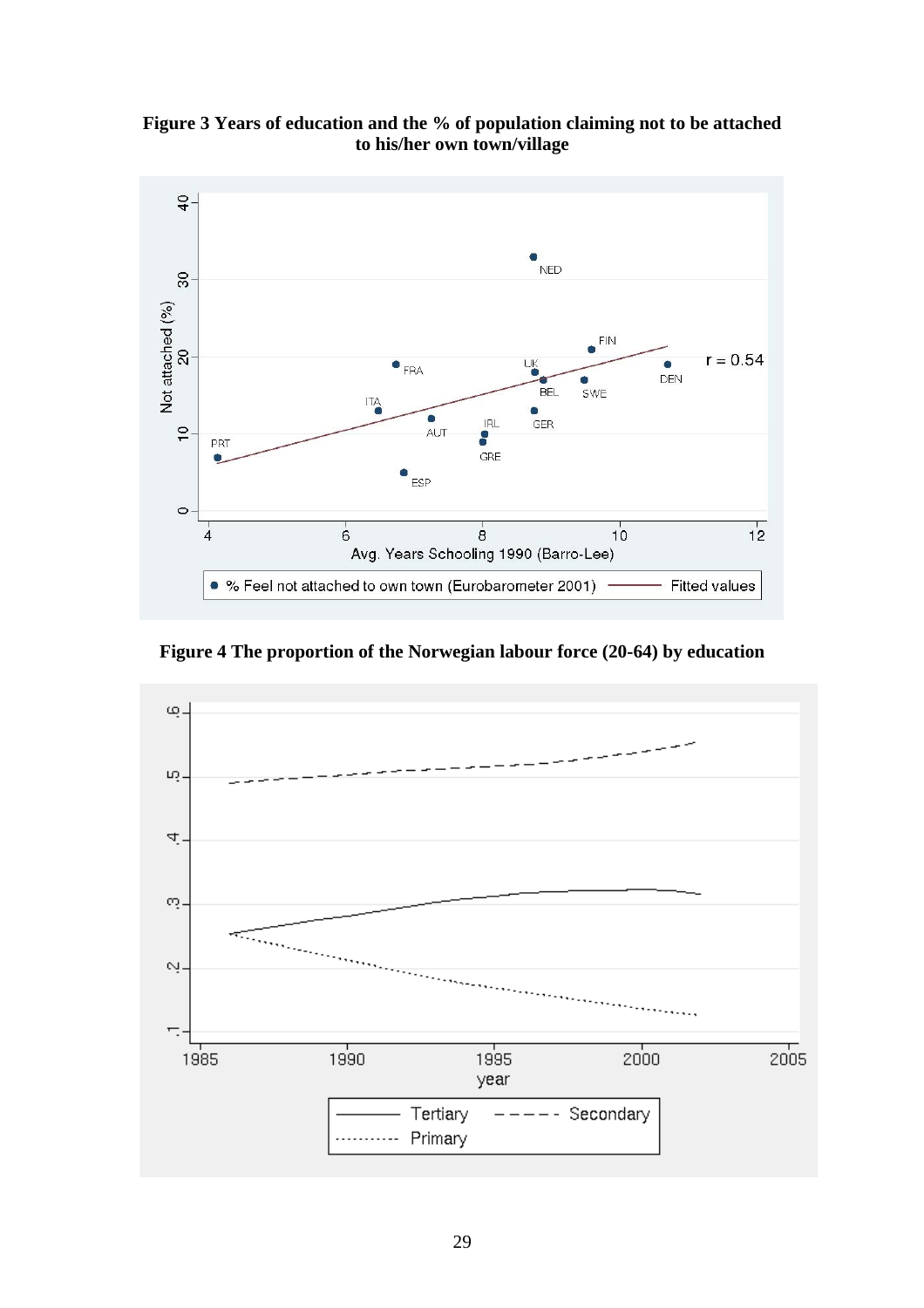**Figure 3 Years of education and the % of population claiming not to be attached to his/her own town/village**

**Figure 4 The proportion of the Norwegian labour force (20-64) by education**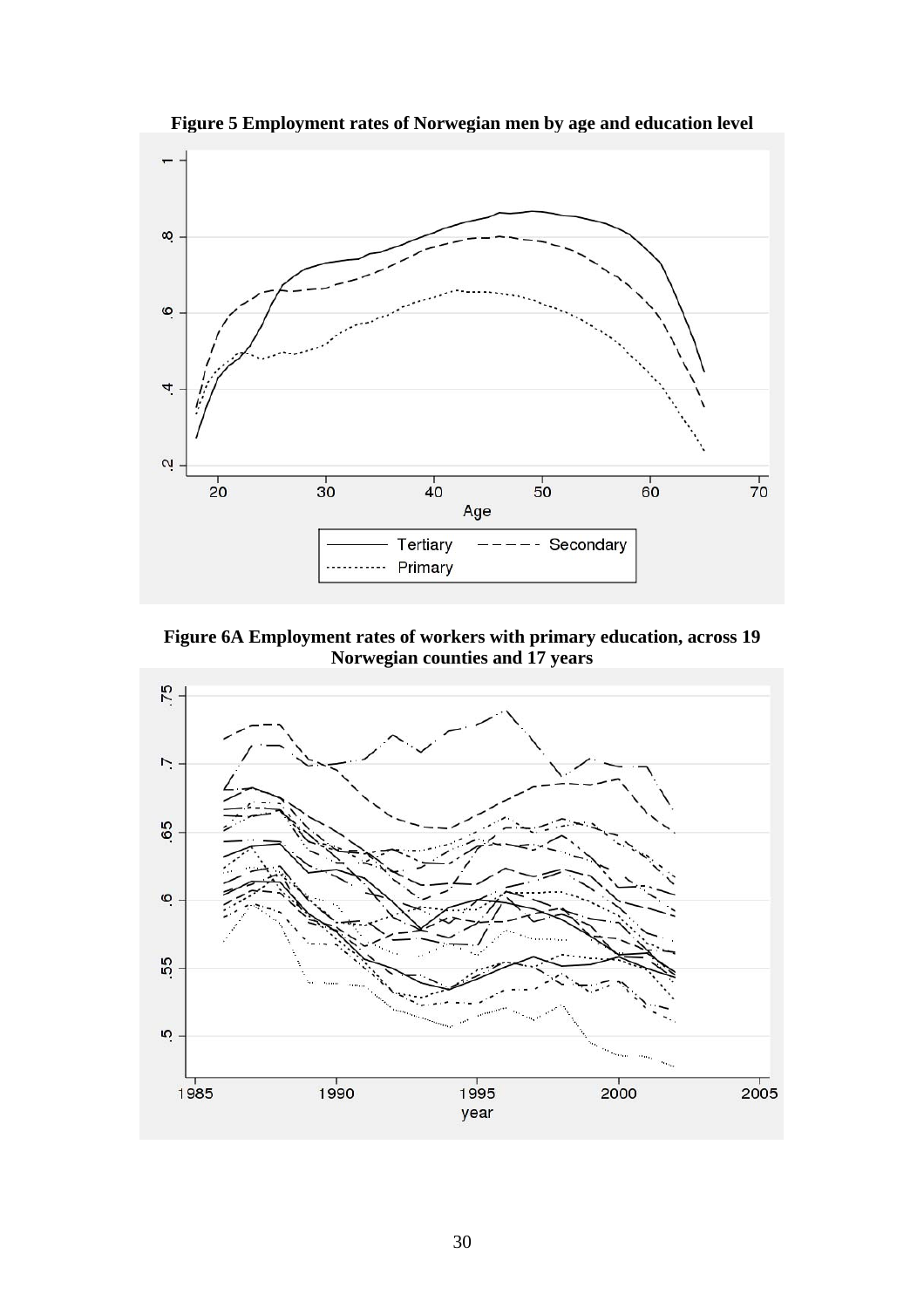**Figure 5 Employment rates of Norwegian men by age and education level**

**Figure 6A Employment rates of workers with primary education, across 19 Norwegian counties and 17 years**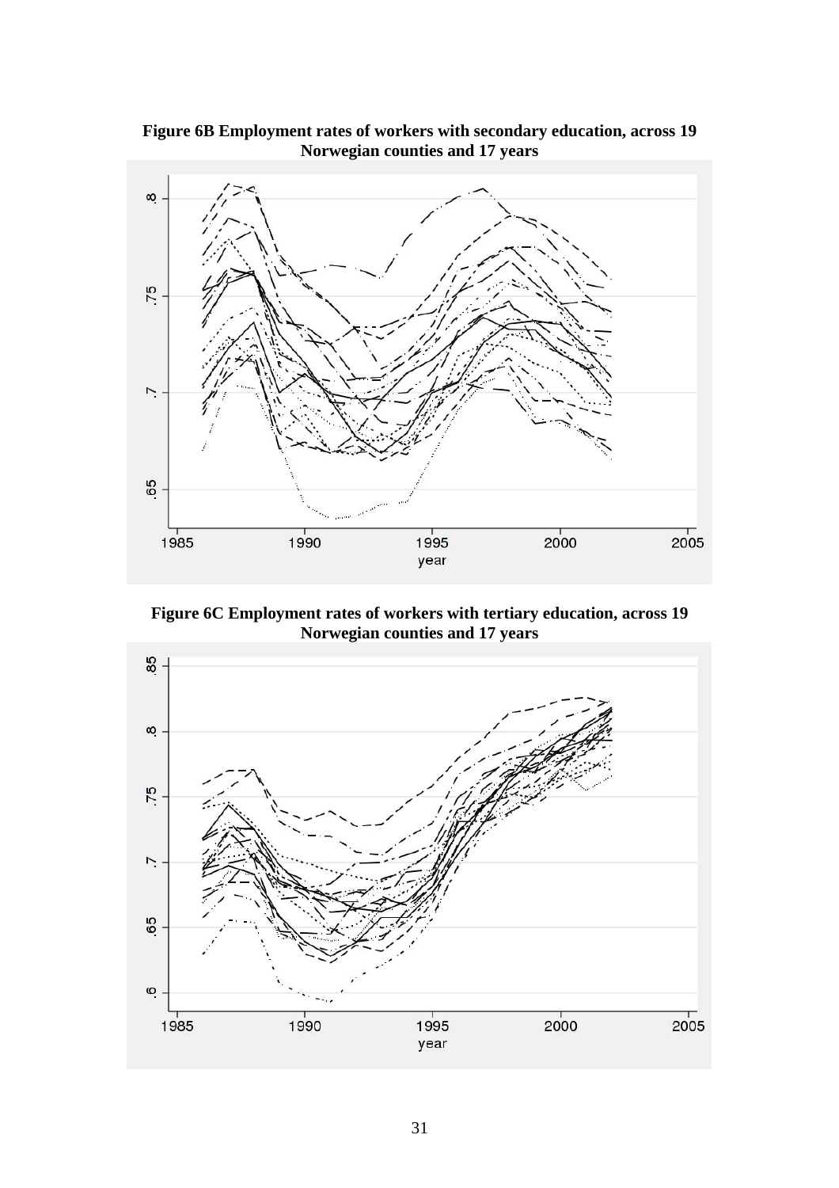**Figure 6B Employment rates of workers with secondary education, across 19 Norwegian counties and 17 years**

**Figure 6C Employment rates of workers with tertiary education, across 19 Norwegian counties and 17 years**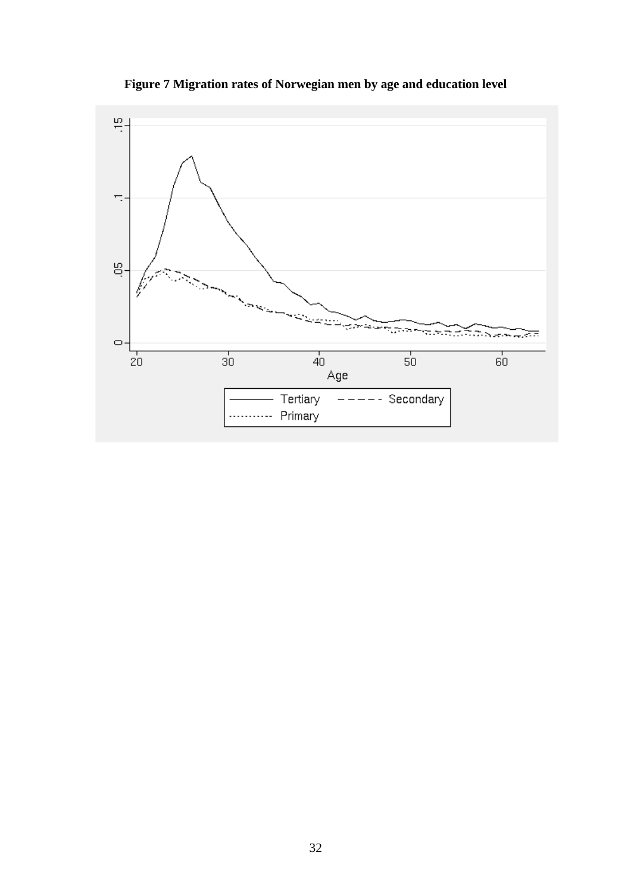**Figure 7 Migration rates of Norwegian men by age and education level**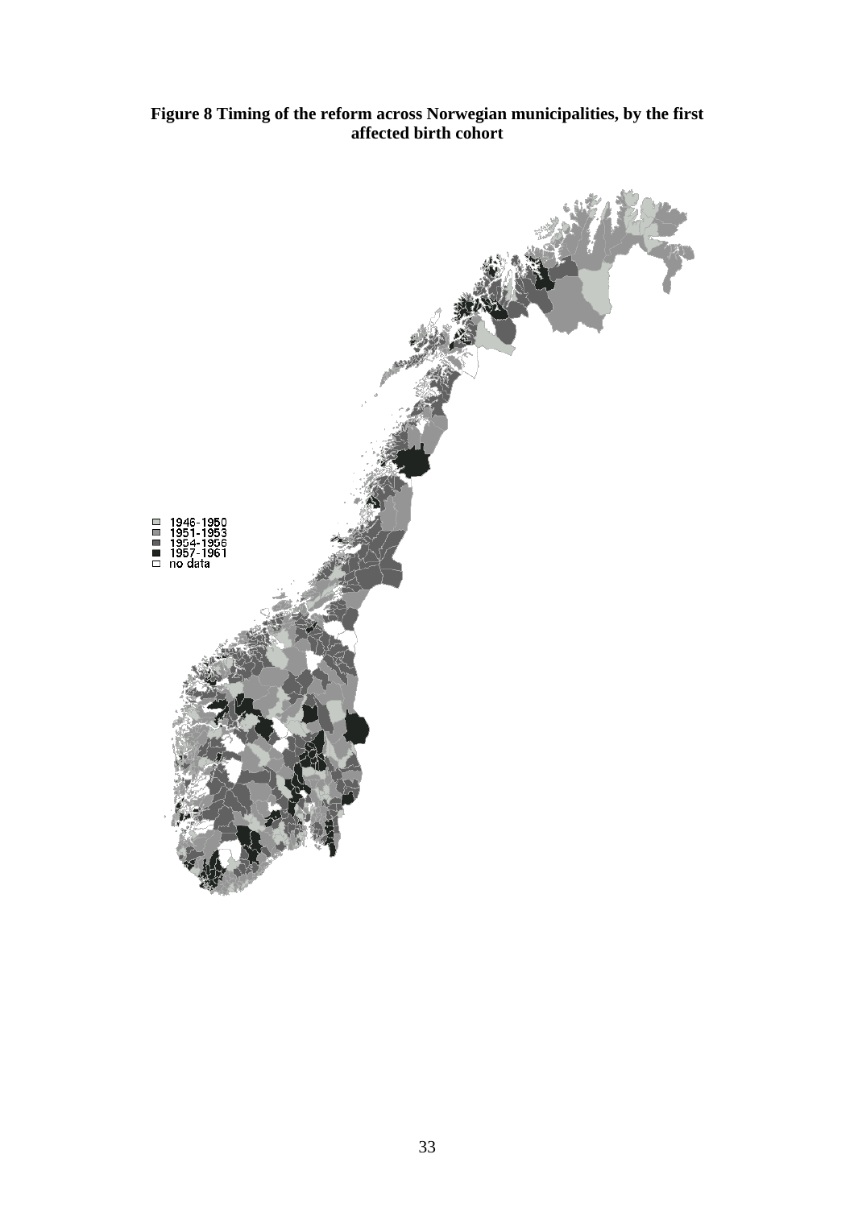**Figure 8 Timing of the reform across Norwegian municipalities, by the first affected birth cohort**

1946-1950
1951-1953
1954-1956
1957-1961
no data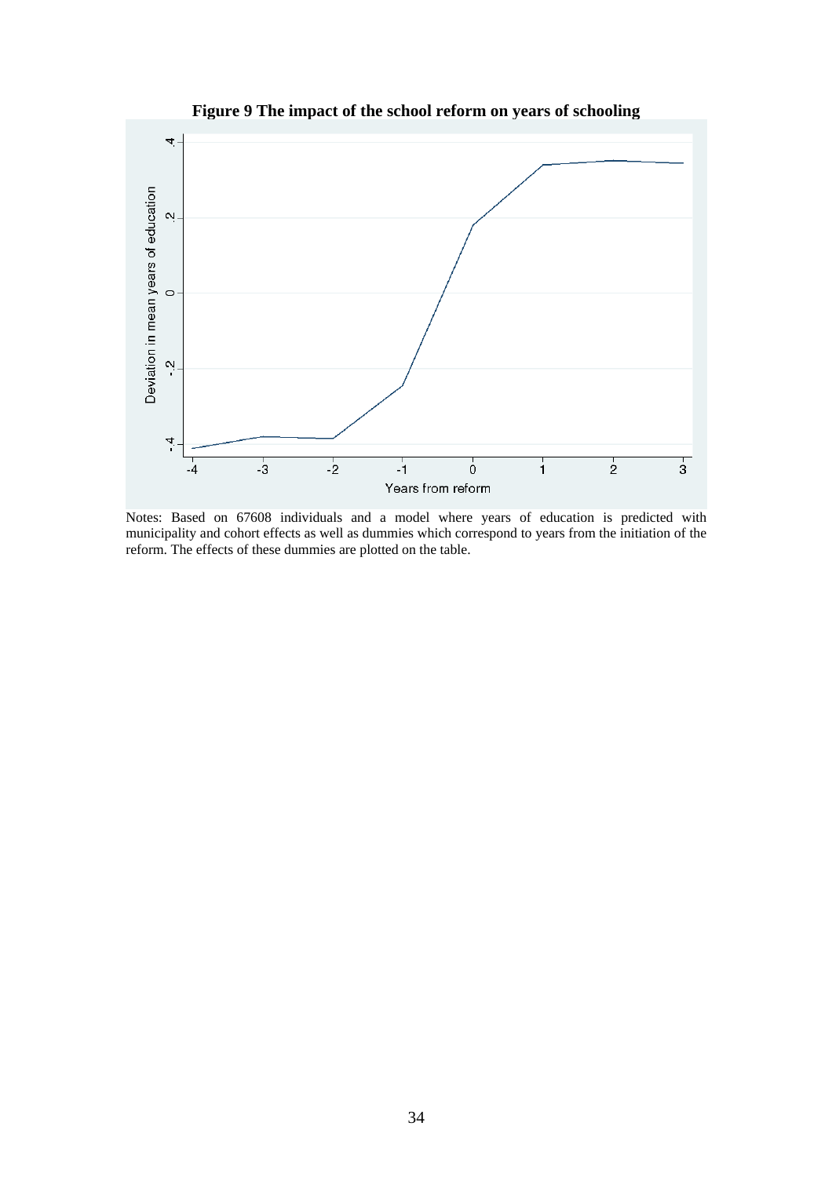**Figure 9 The impact of the school reform on years of schooling**

Notes: Based on 67608 individuals and a model where years of education is predicted with municipality and cohort effects as well as dummies which correspond to years from the initiation of the reform. The effects of these dummies are plotted on the table.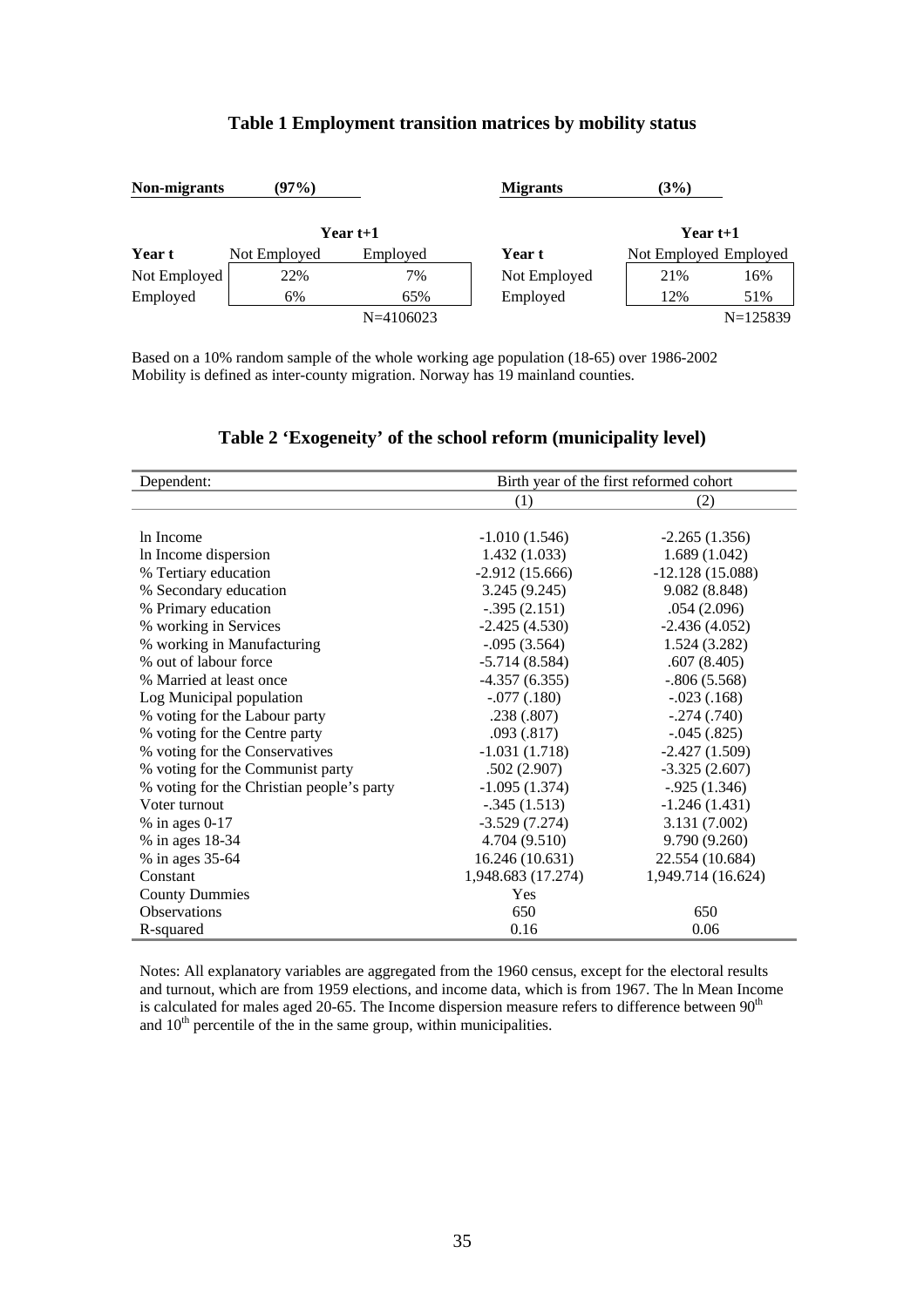### Table 1 Employment transition matrices by mobility status

| **Non-migrants** | **(97%)** | | **Migrants** | **(3%)** | |
|---|---|---|---|---|---|
| | **Year t+1** | | | **Year t+1** | |
| **Year t** | Not Employed | Employed | **Year t** | Not Employed | Employed |
| Not Employed | 22% | 7% | Not Employed | 21% | 16% |
| Employed | 6% | 65% | Employed | 12% | 51% |
| | | N=4106023 | | | N=125839 |

Based on a 10% random sample of the whole working age population (18-65) over 1986-2002
Mobility is defined as inter-county migration. Norway has 19 mainland counties.

### Table 2 'Exogeneity' of the school reform (municipality level)

| Dependent: | Birth year of the first reformed cohort | |
|---|---|---|
| | (1) | (2) |
| ln Income | -1.010 (1.546) | -2.265 (1.356) |
| ln Income dispersion | 1.432 (1.033) | 1.689 (1.042) |
| % Tertiary education | -2.912 (15.666) | -12.128 (15.088) |
| % Secondary education | 3.245 (9.245) | 9.082 (8.848) |
| % Primary education | -.395 (2.151) | .054 (2.096) |
| % working in Services | -2.425 (4.530) | -2.436 (4.052) |
| % working in Manufacturing | -.095 (3.564) | 1.524 (3.282) |
| % out of labour force | -5.714 (8.584) | .607 (8.405) |
| % Married at least once | -4.357 (6.355) | -.806 (5.568) |
| Log Municipal population | -.077 (.180) | -.023 (.168) |
| % voting for the Labour party | .238 (.807) | -.274 (.740) |
| % voting for the Centre party | .093 (.817) | -.045 (.825) |
| % voting for the Conservatives | -1.031 (1.718) | -2.427 (1.509) |
| % voting for the Communist party | .502 (2.907) | -3.325 (2.607) |
| % voting for the Christian people's party | -1.095 (1.374) | -.925 (1.346) |
| Voter turnout | -.345 (1.513) | -1.246 (1.431) |
| % in ages 0-17 | -3.529 (7.274) | 3.131 (7.002) |
| % in ages 18-34 | 4.704 (9.510) | 9.790 (9.260) |
| % in ages 35-64 | 16.246 (10.631) | 22.554 (10.684) |
| Constant | 1,948.683 (17.274) | 1,949.714 (16.624) |
| County Dummies | Yes | |
| Observations | 650 | 650 |
| R-squared | 0.16 | 0.06 |

Notes: All explanatory variables are aggregated from the 1960 census, except for the electoral results and turnout, which are from 1959 elections, and income data, which is from 1967. The ln Mean Income is calculated for males aged 20-65. The Income dispersion measure refers to difference between 90$^{th}$ and 10$^{th}$ percentile of the in the same group, within municipalities.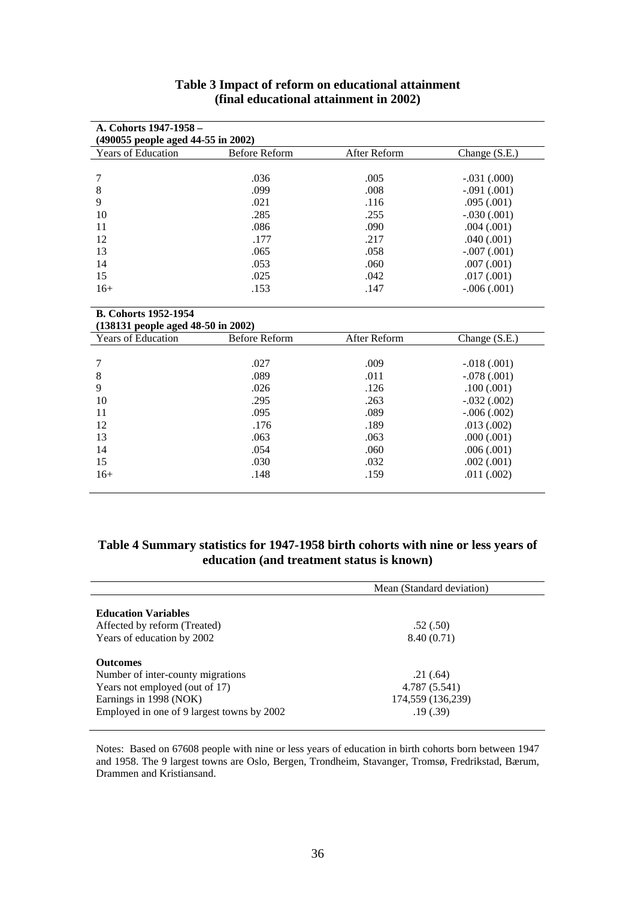## Table 3 Impact of reform on educational attainment (final educational attainment in 2002)

**A. Cohorts 1947-1958 – (490055 people aged 44-55 in 2002)**

| Years of Education | Before Reform | After Reform | Change (S.E.) |
|---|---|---|---|
| 7 | .036 | .005 | -.031 (.000) |
| 8 | .099 | .008 | -.091 (.001) |
| 9 | .021 | .116 | .095 (.001) |
| 10 | .285 | .255 | -.030 (.001) |
| 11 | .086 | .090 | .004 (.001) |
| 12 | .177 | .217 | .040 (.001) |
| 13 | .065 | .058 | -.007 (.001) |
| 14 | .053 | .060 | .007 (.001) |
| 15 | .025 | .042 | .017 (.001) |
| 16+ | .153 | .147 | -.006 (.001) |

**B. Cohorts 1952-1954 (138131 people aged 48-50 in 2002)**

| Years of Education | Before Reform | After Reform | Change (S.E.) |
|---|---|---|---|
| 7 | .027 | .009 | -.018 (.001) |
| 8 | .089 | .011 | -.078 (.001) |
| 9 | .026 | .126 | .100 (.001) |
| 10 | .295 | .263 | -.032 (.002) |
| 11 | .095 | .089 | -.006 (.002) |
| 12 | .176 | .189 | .013 (.002) |
| 13 | .063 | .063 | .000 (.001) |
| 14 | .054 | .060 | .006 (.001) |
| 15 | .030 | .032 | .002 (.001) |
| 16+ | .148 | .159 | .011 (.002) |

## Table 4 Summary statistics for 1947-1958 birth cohorts with nine or less years of education (and treatment status is known)

| | Mean (Standard deviation) |
|---|---|
| **Education Variables** | |
| Affected by reform (Treated) | .52 (.50) |
| Years of education by 2002 | 8.40 (0.71) |
| **Outcomes** | |
| Number of inter-county migrations | .21 (.64) |
| Years not employed (out of 17) | 4.787 (5.541) |
| Earnings in 1998 (NOK) | 174,559 (136,239) |
| Employed in one of 9 largest towns by 2002 | .19 (.39) |

Notes: Based on 67608 people with nine or less years of education in birth cohorts born between 1947 and 1958. The 9 largest towns are Oslo, Bergen, Trondheim, Stavanger, Tromsø, Fredrikstad, Bærum, Drammen and Kristiansand.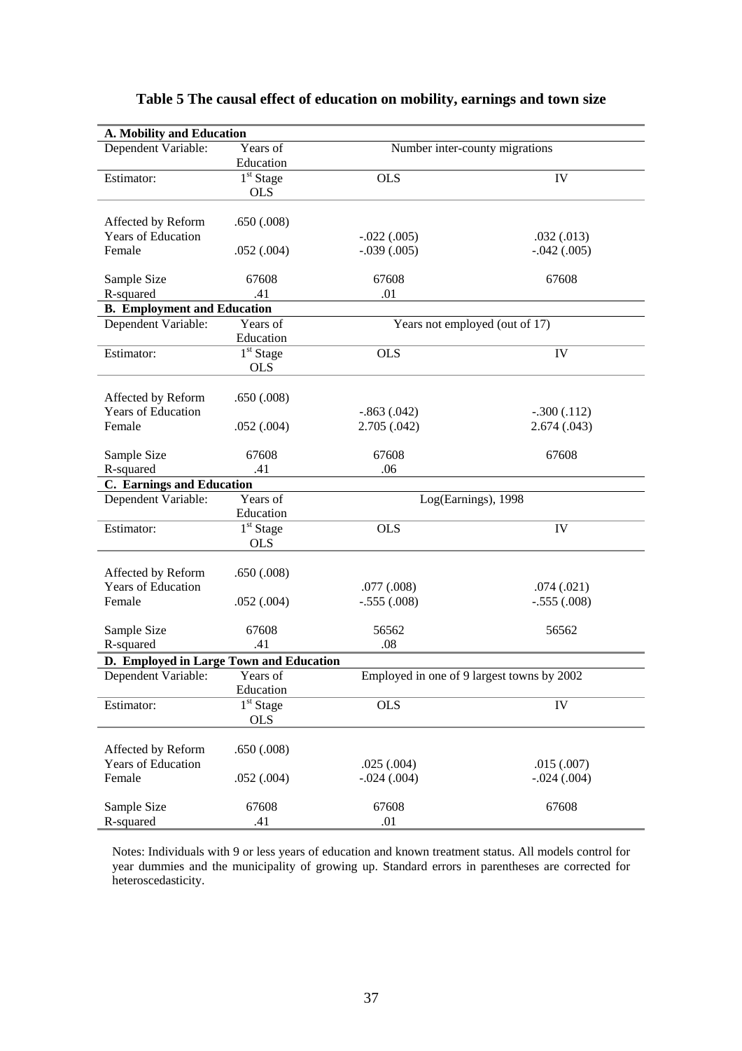**Table 5 The causal effect of education on mobility, earnings and town size**

| **A. Mobility and Education** | | | |
|---|---|---|---|
| Dependent Variable: | Years of Education | Number inter-county migrations | |
| Estimator: | 1[st] Stage OLS | OLS | IV |
| Affected by Reform | .650 (.008) | | |
| Years of Education | | -.022 (.005) | .032 (.013) |
| Female | .052 (.004) | -.039 (.005) | -.042 (.005) |
| Sample Size | 67608 | 67608 | 67608 |
| R-squared | .41 | .01 | |
| **B. Employment and Education** | | | |
| Dependent Variable: | Years of Education | Years not employed (out of 17) | |
| Estimator: | 1[st] Stage OLS | OLS | IV |
| Affected by Reform | .650 (.008) | | |
| Years of Education | | -.863 (.042) | -.300 (.112) |
| Female | .052 (.004) | 2.705 (.042) | 2.674 (.043) |
| Sample Size | 67608 | 67608 | 67608 |
| R-squared | .41 | .06 | |
| **C. Earnings and Education** | | | |
| Dependent Variable: | Years of Education | Log(Earnings), 1998 | |
| Estimator: | 1[st] Stage OLS | OLS | IV |
| Affected by Reform | .650 (.008) | | |
| Years of Education | | .077 (.008) | .074 (.021) |
| Female | .052 (.004) | -.555 (.008) | -.555 (.008) |
| Sample Size | 67608 | 56562 | 56562 |
| R-squared | .41 | .08 | |
| **D. Employed in Large Town and Education** | | | |
| Dependent Variable: | Years of Education | Employed in one of 9 largest towns by 2002 | |
| Estimator: | 1[st] Stage OLS | OLS | IV |
| Affected by Reform | .650 (.008) | | |
| Years of Education | | .025 (.004) | .015 (.007) |
| Female | .052 (.004) | -.024 (.004) | -.024 (.004) |
| Sample Size | 67608 | 67608 | 67608 |
| R-squared | .41 | .01 | |

Notes: Individuals with 9 or less years of education and known treatment status. All models control for year dummies and the municipality of growing up. Standard errors in parentheses are corrected for heteroscedasticity.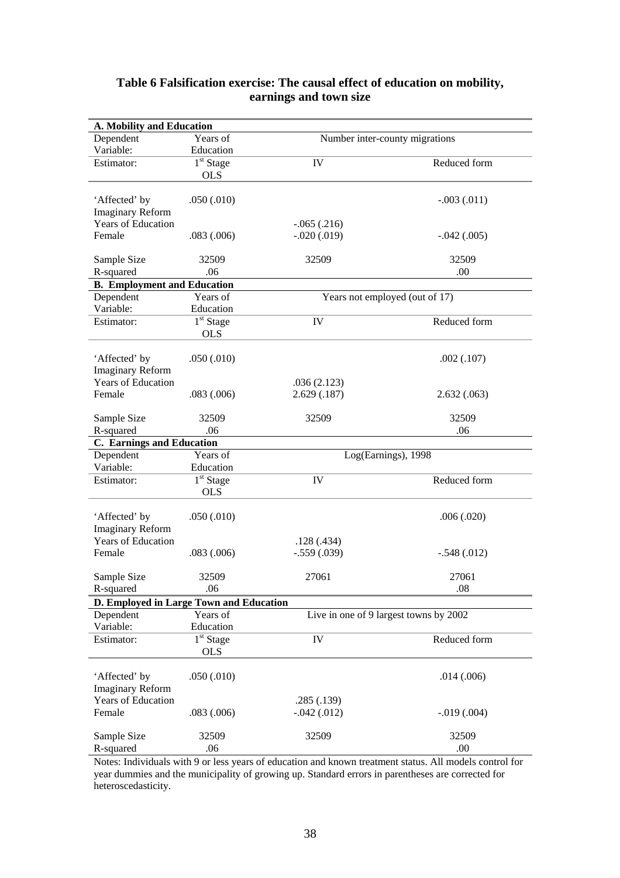**Table 6 Falsification exercise: The causal effect of education on mobility, earnings and town size**

| **A. Mobility and Education** | | | |
|---|---|---|---|
| Dependent Variable: | Years of Education | Number inter-county migrations | |
| Estimator: | 1[st] Stage OLS | IV | Reduced form |
| 'Affected' by Imaginary Reform | .050 (.010) | | -.003 (.011) |
| Years of Education | | -.065 (.216) | |
| Female | .083 (.006) | -.020 (.019) | -.042 (.005) |
| Sample Size | 32509 | 32509 | 32509 |
| R-squared | .06 | | .00 |
| **B. Employment and Education** | | | |
| Dependent Variable: | Years of Education | Years not employed (out of 17) | |
| Estimator: | 1[st] Stage OLS | IV | Reduced form |
| 'Affected' by Imaginary Reform | .050 (.010) | | .002 (.107) |
| Years of Education | | .036 (2.123) | |
| Female | .083 (.006) | 2.629 (.187) | 2.632 (.063) |
| Sample Size | 32509 | 32509 | 32509 |
| R-squared | .06 | | .06 |
| **C. Earnings and Education** | | | |
| Dependent Variable: | Years of Education | Log(Earnings), 1998 | |
| Estimator: | 1[st] Stage OLS | IV | Reduced form |
| 'Affected' by Imaginary Reform | .050 (.010) | | .006 (.020) |
| Years of Education | | .128 (.434) | |
| Female | .083 (.006) | -.559 (.039) | -.548 (.012) |
| Sample Size | 32509 | 27061 | 27061 |
| R-squared | .06 | | .08 |
| **D. Employed in Large Town and Education** | | | |
| Dependent Variable: | Years of Education | Live in one of 9 largest towns by 2002 | |
| Estimator: | 1[st] Stage OLS | IV | Reduced form |
| 'Affected' by Imaginary Reform | .050 (.010) | | .014 (.006) |
| Years of Education | | .285 (.139) | |
| Female | .083 (.006) | -.042 (.012) | -.019 (.004) |
| Sample Size | 32509 | 32509 | 32509 |
| R-squared | .06 | | .00 |

Notes: Individuals with 9 or less years of education and known treatment status. All models control for year dummies and the municipality of growing up. Standard errors in parentheses are corrected for heteroscedasticity.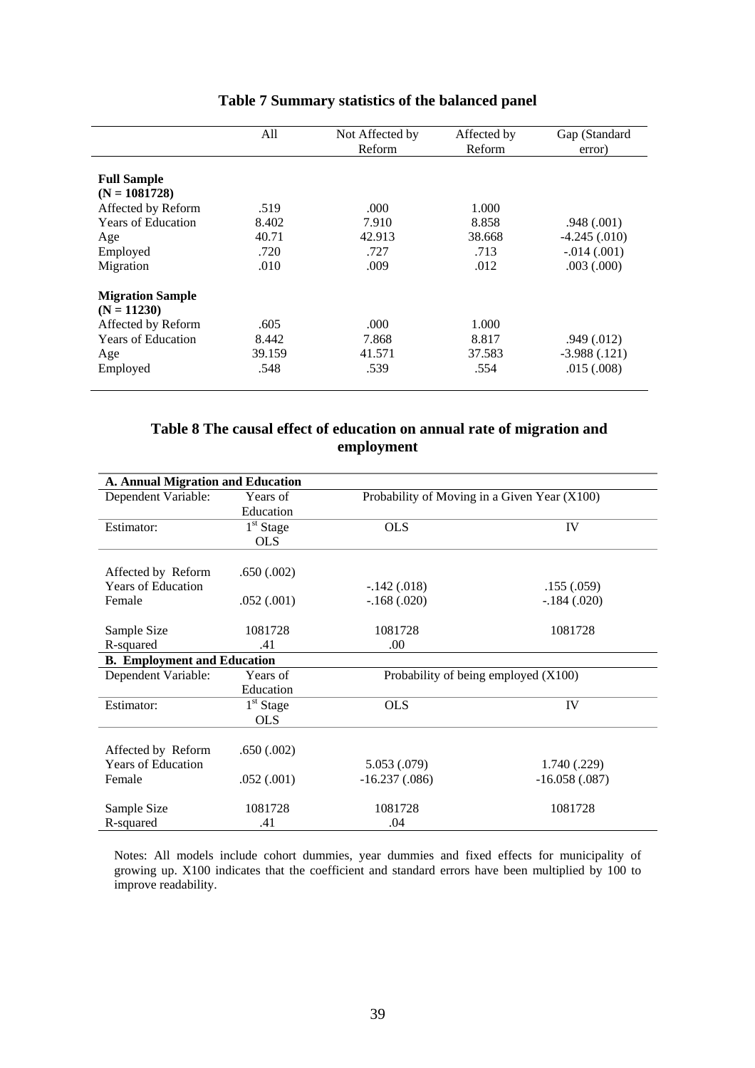## Table 7 Summary statistics of the balanced panel

| | All | Not Affected by Reform | Affected by Reform | Gap (Standard error) |
|---|---|---|---|---|
| **Full Sample (N = 1081728)** | | | | |
| Affected by Reform | .519 | .000 | 1.000 | |
| Years of Education | 8.402 | 7.910 | 8.858 | .948 (.001) |
| Age | 40.71 | 42.913 | 38.668 | -4.245 (.010) |
| Employed | .720 | .727 | .713 | -.014 (.001) |
| Migration | .010 | .009 | .012 | .003 (.000) |
| **Migration Sample (N = 11230)** | | | | |
| Affected by Reform | .605 | .000 | 1.000 | |
| Years of Education | 8.442 | 7.868 | 8.817 | .949 (.012) |
| Age | 39.159 | 41.571 | 37.583 | -3.988 (.121) |
| Employed | .548 | .539 | .554 | .015 (.008) |

## Table 8 The causal effect of education on annual rate of migration and employment

| **A. Annual Migration and Education** | | | |
|---|---|---|---|
| Dependent Variable: | Years of Education | Probability of Moving in a Given Year (X100) | |
| Estimator: | 1[st] Stage OLS | OLS | IV |
| Affected by Reform | .650 (.002) | | |
| Years of Education | | -.142 (.018) | .155 (.059) |
| Female | .052 (.001) | -.168 (.020) | -.184 (.020) |
| Sample Size | 1081728 | 1081728 | 1081728 |
| R-squared | .41 | .00 | |
| **B. Employment and Education** | | | |
| Dependent Variable: | Years of Education | Probability of being employed (X100) | |
| Estimator: | 1[st] Stage OLS | OLS | IV |
| Affected by Reform | .650 (.002) | | |
| Years of Education | | 5.053 (.079) | 1.740 (.229) |
| Female | .052 (.001) | -16.237 (.086) | -16.058 (.087) |
| Sample Size | 1081728 | 1081728 | 1081728 |
| R-squared | .41 | .04 | |

Notes: All models include cohort dummies, year dummies and fixed effects for municipality of growing up. X100 indicates that the coefficient and standard errors have been multiplied by 100 to improve readability.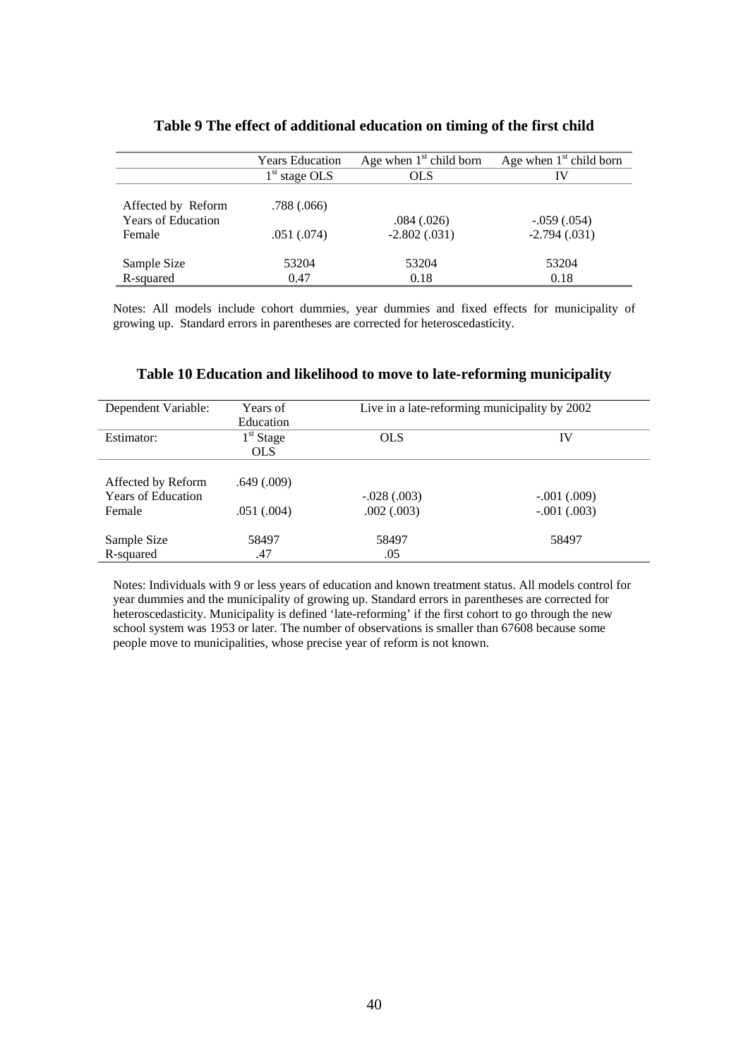**Table 9 The effect of additional education on timing of the first child**

| | Years Education | Age when 1st child born | Age when 1st child born |
|---|---|---|---|
| | 1st stage OLS | OLS | IV |
| Affected by Reform | .788 (.066) | | |
| Years of Education | | .084 (.026) | -.059 (.054) |
| Female | .051 (.074) | -2.802 (.031) | -2.794 (.031) |
| Sample Size | 53204 | 53204 | 53204 |
| R-squared | 0.47 | 0.18 | 0.18 |

Notes: All models include cohort dummies, year dummies and fixed effects for municipality of growing up. Standard errors in parentheses are corrected for heteroscedasticity.

**Table 10 Education and likelihood to move to late-reforming municipality**

| Dependent Variable: | Years of Education | Live in a late-reforming municipality by 2002 | |
|---|---|---|---|
| Estimator: | 1st Stage OLS | OLS | IV |
| Affected by Reform | .649 (.009) | | |
| Years of Education | | -.028 (.003) | -.001 (.009) |
| Female | .051 (.004) | .002 (.003) | -.001 (.003) |
| Sample Size | 58497 | 58497 | 58497 |
| R-squared | .47 | .05 | |

Notes: Individuals with 9 or less years of education and known treatment status. All models control for year dummies and the municipality of growing up. Standard errors in parentheses are corrected for heteroscedasticity. Municipality is defined 'late-reforming' if the first cohort to go through the new school system was 1953 or later. The number of observations is smaller than 67608 because some people move to municipalities, whose precise year of reform is not known.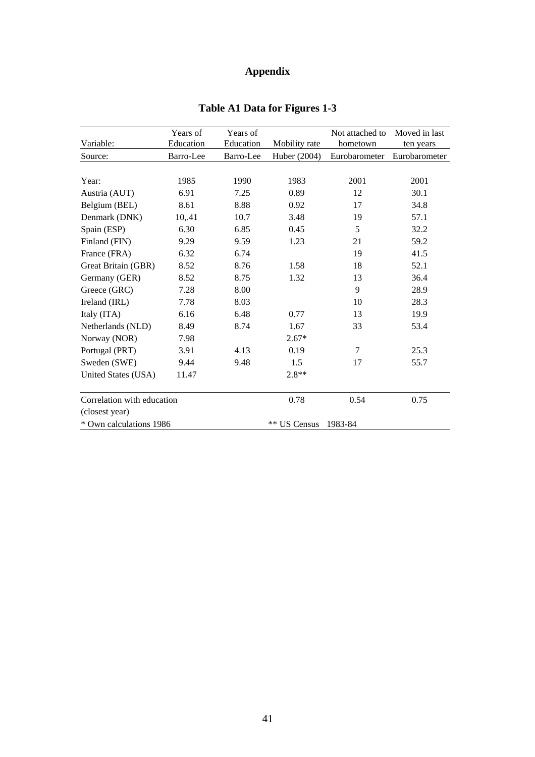# Appendix

## Table A1 Data for Figures 1-3

| Variable: | Years of Education | Years of Education | Mobility rate | Not attached to hometown | Moved in last ten years |
|---|---|---|---|---|---|
| Source: | Barro-Lee | Barro-Lee | Huber (2004) | Eurobarometer | Eurobarometer |
| Year: | 1985 | 1990 | 1983 | 2001 | 2001 |
| Austria (AUT) | 6.91 | 7.25 | 0.89 | 12 | 30.1 |
| Belgium (BEL) | 8.61 | 8.88 | 0.92 | 17 | 34.8 |
| Denmark (DNK) | 10,.41 | 10.7 | 3.48 | 19 | 57.1 |
| Spain (ESP) | 6.30 | 6.85 | 0.45 | 5 | 32.2 |
| Finland (FIN) | 9.29 | 9.59 | 1.23 | 21 | 59.2 |
| France (FRA) | 6.32 | 6.74 | | 19 | 41.5 |
| Great Britain (GBR) | 8.52 | 8.76 | 1.58 | 18 | 52.1 |
| Germany (GER) | 8.52 | 8.75 | 1.32 | 13 | 36.4 |
| Greece (GRC) | 7.28 | 8.00 | | 9 | 28.9 |
| Ireland (IRL) | 7.78 | 8.03 | | 10 | 28.3 |
| Italy (ITA) | 6.16 | 6.48 | 0.77 | 13 | 19.9 |
| Netherlands (NLD) | 8.49 | 8.74 | 1.67 | 33 | 53.4 |
| Norway (NOR) | 7.98 | | 2.67* | | |
| Portugal (PRT) | 3.91 | 4.13 | 0.19 | 7 | 25.3 |
| Sweden (SWE) | 9.44 | 9.48 | 1.5 | 17 | 55.7 |
| United States (USA) | 11.47 | | 2.8** | | |
| Correlation with education (closest year) | | | 0.78 | 0.54 | 0.75 |

\* Own calculations 1986 &nbsp;&nbsp;&nbsp; ** US Census 1983-84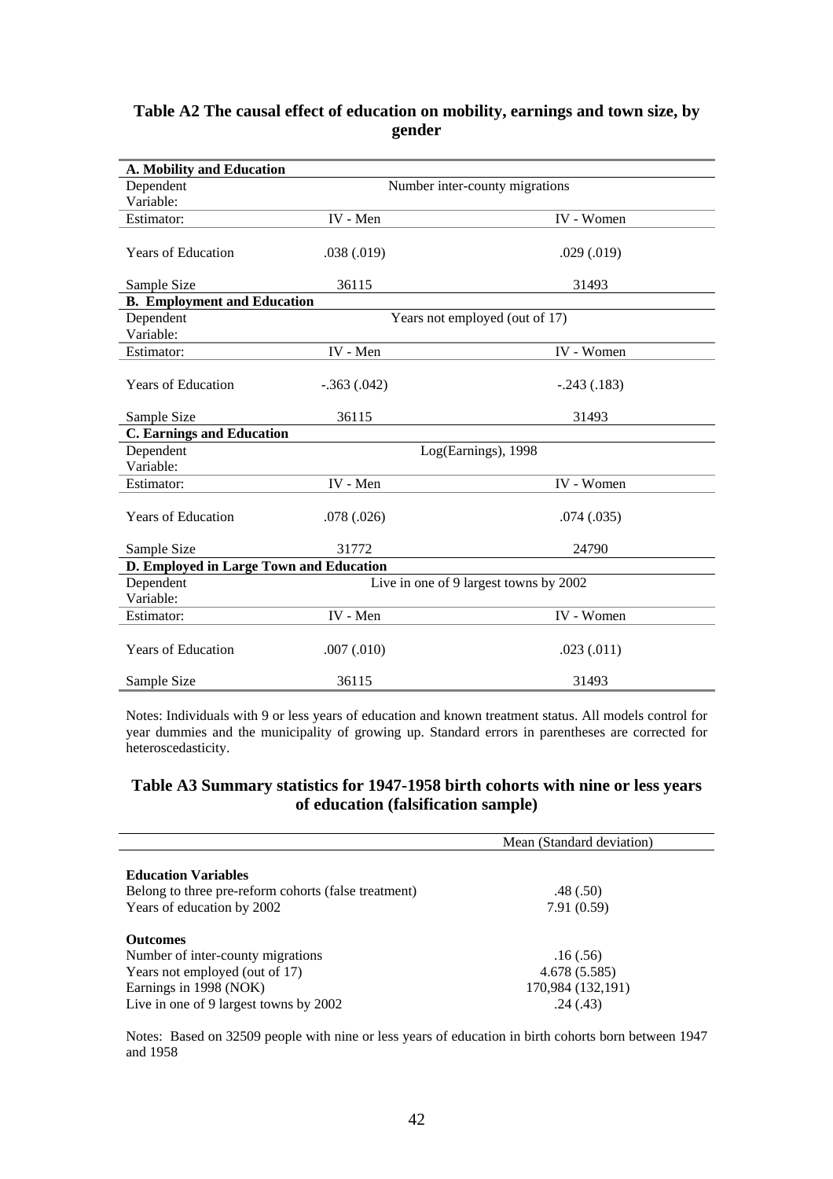### Table A2 The causal effect of education on mobility, earnings and town size, by gender

| **A. Mobility and Education** | | |
|---|---|---|
| Dependent Variable: | Number inter-county migrations | |
| Estimator: | IV - Men | IV - Women |
| Years of Education | .038 (.019) | .029 (.019) |
| Sample Size | 36115 | 31493 |
| **B. Employment and Education** | | |
| Dependent Variable: | Years not employed (out of 17) | |
| Estimator: | IV - Men | IV - Women |
| Years of Education | -.363 (.042) | -.243 (.183) |
| Sample Size | 36115 | 31493 |
| **C. Earnings and Education** | | |
| Dependent Variable: | Log(Earnings), 1998 | |
| Estimator: | IV - Men | IV - Women |
| Years of Education | .078 (.026) | .074 (.035) |
| Sample Size | 31772 | 24790 |
| **D. Employed in Large Town and Education** | | |
| Dependent Variable: | Live in one of 9 largest towns by 2002 | |
| Estimator: | IV - Men | IV - Women |
| Years of Education | .007 (.010) | .023 (.011) |
| Sample Size | 36115 | 31493 |

Notes: Individuals with 9 or less years of education and known treatment status. All models control for year dummies and the municipality of growing up. Standard errors in parentheses are corrected for heteroscedasticity.

### Table A3 Summary statistics for 1947-1958 birth cohorts with nine or less years of education (falsification sample)

| | Mean (Standard deviation) |
|---|---|
| **Education Variables** | |
| Belong to three pre-reform cohorts (false treatment) | .48 (.50) |
| Years of education by 2002 | 7.91 (0.59) |
| **Outcomes** | |
| Number of inter-county migrations | .16 (.56) |
| Years not employed (out of 17) | 4.678 (5.585) |
| Earnings in 1998 (NOK) | 170,984 (132,191) |
| Live in one of 9 largest towns by 2002 | .24 (.43) |

Notes: Based on 32509 people with nine or less years of education in birth cohorts born between 1947 and 1958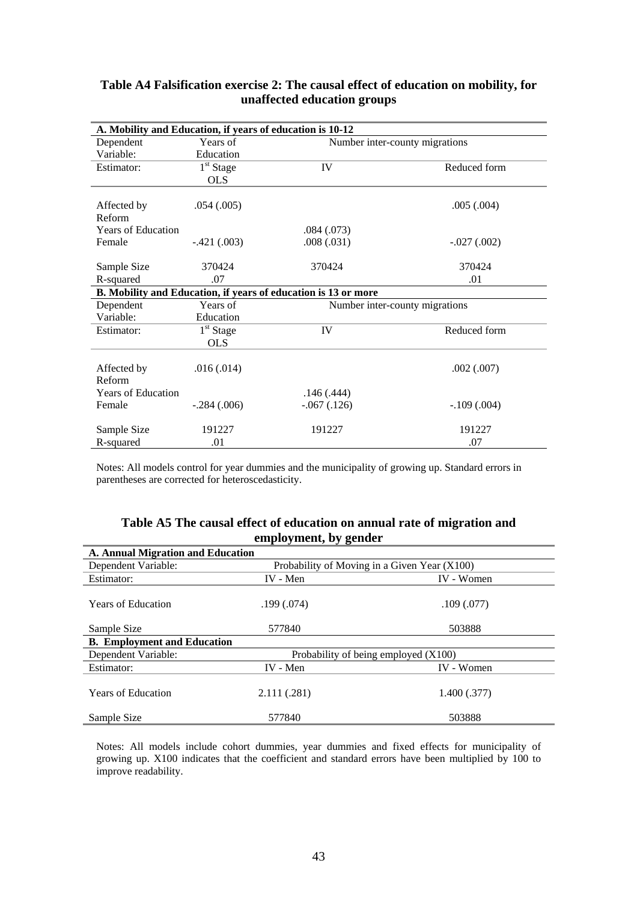**Table A4 Falsification exercise 2: The causal effect of education on mobility, for unaffected education groups**

| **A. Mobility and Education, if years of education is 10-12** | | | |
|---|---|---|---|
| Dependent Variable: | Years of Education | Number inter-county migrations | |
| Estimator: | 1[st] Stage OLS | IV | Reduced form |
| Affected by Reform | .054 (.005) | | .005 (.004) |
| Years of Education | | .084 (.073) | |
| Female | -.421 (.003) | .008 (.031) | -.027 (.002) |
| Sample Size | 370424 | 370424 | 370424 |
| R-squared | .07 | | .01 |
| **B. Mobility and Education, if years of education is 13 or more** | | | |
| Dependent Variable: | Years of Education | Number inter-county migrations | |
| Estimator: | 1[st] Stage OLS | IV | Reduced form |
| Affected by Reform | .016 (.014) | | .002 (.007) |
| Years of Education | | .146 (.444) | |
| Female | -.284 (.006) | -.067 (.126) | -.109 (.004) |
| Sample Size | 191227 | 191227 | 191227 |
| R-squared | .01 | | .07 |

Notes: All models control for year dummies and the municipality of growing up. Standard errors in parentheses are corrected for heteroscedasticity.

**Table A5 The causal effect of education on annual rate of migration and employment, by gender**

| **A. Annual Migration and Education** | | |
|---|---|---|
| Dependent Variable: | Probability of Moving in a Given Year (X100) | |
| Estimator: | IV - Men | IV - Women |
| Years of Education | .199 (.074) | .109 (.077) |
| Sample Size | 577840 | 503888 |
| **B. Employment and Education** | | |
| Dependent Variable: | Probability of being employed (X100) | |
| Estimator: | IV - Men | IV - Women |
| Years of Education | 2.111 (.281) | 1.400 (.377) |
| Sample Size | 577840 | 503888 |

Notes: All models include cohort dummies, year dummies and fixed effects for municipality of growing up. X100 indicates that the coefficient and standard errors have been multiplied by 100 to improve readability.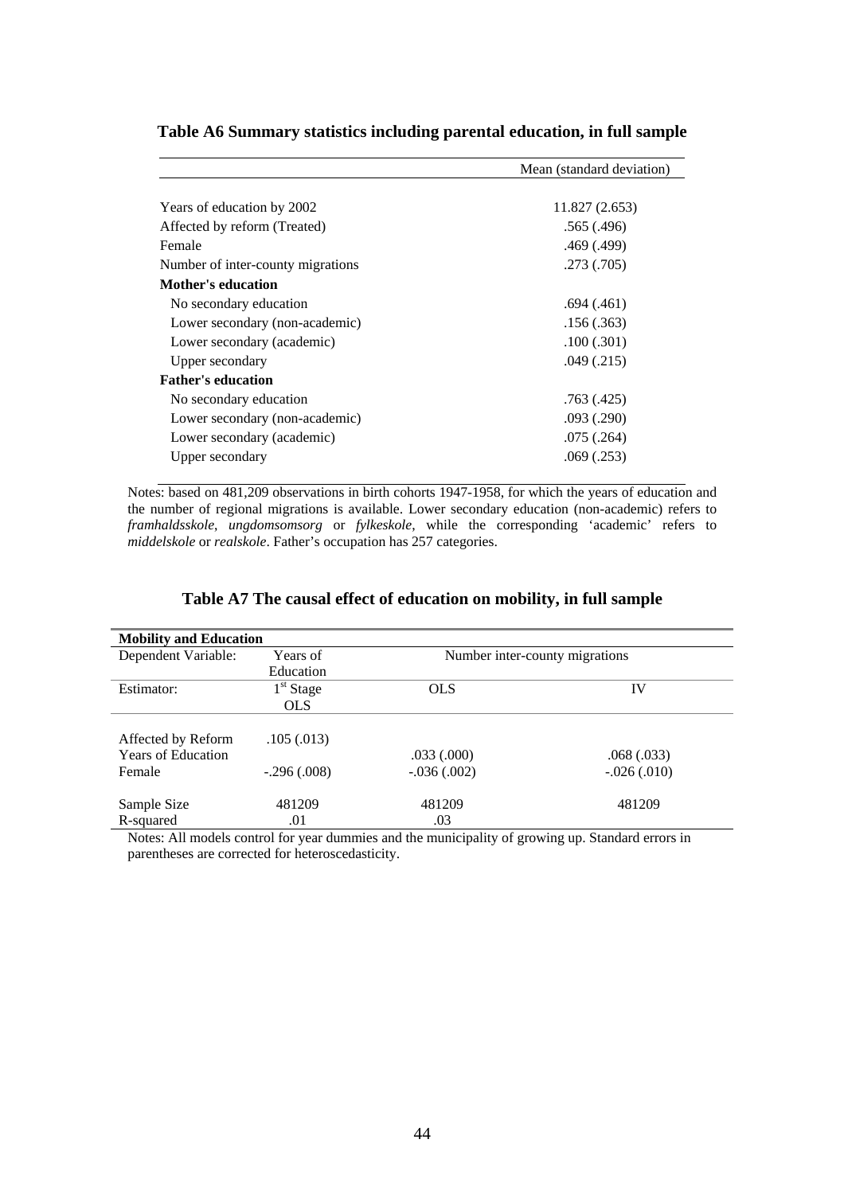**Table A6 Summary statistics including parental education, in full sample**

| | Mean (standard deviation) |
|---|---|
| Years of education by 2002 | 11.827 (2.653) |
| Affected by reform (Treated) | .565 (.496) |
| Female | .469 (.499) |
| Number of inter-county migrations | .273 (.705) |
| **Mother's education** | |
| No secondary education | .694 (.461) |
| Lower secondary (non-academic) | .156 (.363) |
| Lower secondary (academic) | .100 (.301) |
| Upper secondary | .049 (.215) |
| **Father's education** | |
| No secondary education | .763 (.425) |
| Lower secondary (non-academic) | .093 (.290) |
| Lower secondary (academic) | .075 (.264) |
| Upper secondary | .069 (.253) |

Notes: based on 481,209 observations in birth cohorts 1947-1958, for which the years of education and the number of regional migrations is available. Lower secondary education (non-academic) refers to *framhaldsskole*, *ungdomsomsorg* or *fylkeskole*, while the corresponding 'academic' refers to *middelskole* or *realskole*. Father's occupation has 257 categories.

**Table A7 The causal effect of education on mobility, in full sample**

| **Mobility and Education** | | | |
|---|---|---|---|
| Dependent Variable: | Years of Education | Number inter-county migrations | |
| Estimator: | 1st Stage OLS | OLS | IV |
| Affected by Reform | .105 (.013) | | |
| Years of Education | | .033 (.000) | .068 (.033) |
| Female | -.296 (.008) | -.036 (.002) | -.026 (.010) |
| Sample Size | 481209 | 481209 | 481209 |
| R-squared | .01 | .03 | |

Notes: All models control for year dummies and the municipality of growing up. Standard errors in parentheses are corrected for heteroscedasticity.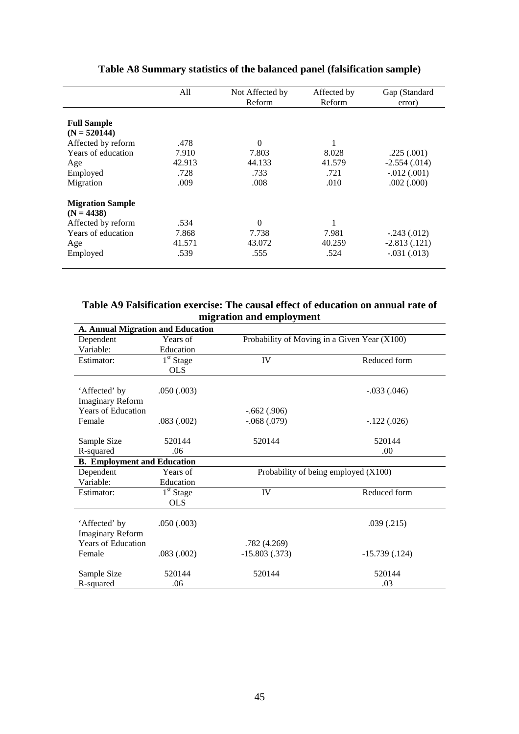**Table A8 Summary statistics of the balanced panel (falsification sample)**

| | All | Not Affected by Reform | Affected by Reform | Gap (Standard error) |
|---|---|---|---|---|
| **Full Sample (N = 520144)** | | | | |
| Affected by reform | .478 | 0 | 1 | |
| Years of education | 7.910 | 7.803 | 8.028 | .225 (.001) |
| Age | 42.913 | 44.133 | 41.579 | -2.554 (.014) |
| Employed | .728 | .733 | .721 | -.012 (.001) |
| Migration | .009 | .008 | .010 | .002 (.000) |
| **Migration Sample (N = 4438)** | | | | |
| Affected by reform | .534 | 0 | 1 | |
| Years of education | 7.868 | 7.738 | 7.981 | -.243 (.012) |
| Age | 41.571 | 43.072 | 40.259 | -2.813 (.121) |
| Employed | .539 | .555 | .524 | -.031 (.013) |

**Table A9 Falsification exercise: The causal effect of education on annual rate of migration and employment**

| **A. Annual Migration and Education** | | | |
|---|---|---|---|
| Dependent Variable: | Years of Education | Probability of Moving in a Given Year (X100) | |
| Estimator: | $1^{st}$ Stage OLS | IV | Reduced form |
| 'Affected' by Imaginary Reform | .050 (.003) | | -.033 (.046) |
| Years of Education | | -.662 (.906) | |
| Female | .083 (.002) | -.068 (.079) | -.122 (.026) |
| Sample Size | 520144 | 520144 | 520144 |
| R-squared | .06 | | .00 |
| **B. Employment and Education** | | | |
| Dependent Variable: | Years of Education | Probability of being employed (X100) | |
| Estimator: | $1^{st}$ Stage OLS | IV | Reduced form |
| 'Affected' by Imaginary Reform | .050 (.003) | | .039 (.215) |
| Years of Education | | .782 (4.269) | |
| Female | .083 (.002) | -15.803 (.373) | -15.739 (.124) |
| Sample Size | 520144 | 520144 | 520144 |
| R-squared | .06 | | .03 |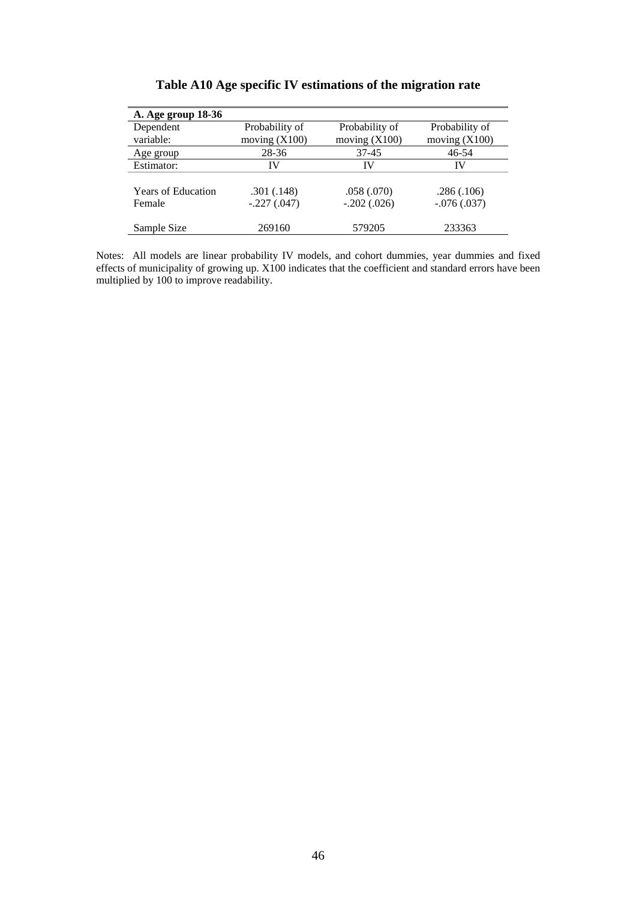# Table A10 Age specific IV estimations of the migration rate

| A. Age group 18-36 | | | |
|---|---|---|---|
| Dependent variable: | Probability of moving (X100) | Probability of moving (X100) | Probability of moving (X100) |
| Age group | 28-36 | 37-45 | 46-54 |
| Estimator: | IV | IV | IV |
| Years of Education | .301 (.148) | .058 (.070) | .286 (.106) |
| Female | -.227 (.047) | -.202 (.026) | -.076 (.037) |
| Sample Size | 269160 | 579205 | 233363 |

Notes: All models are linear probability IV models, and cohort dummies, year dummies and fixed effects of municipality of growing up. X100 indicates that the coefficient and standard errors have been multiplied by 100 to improve readability.